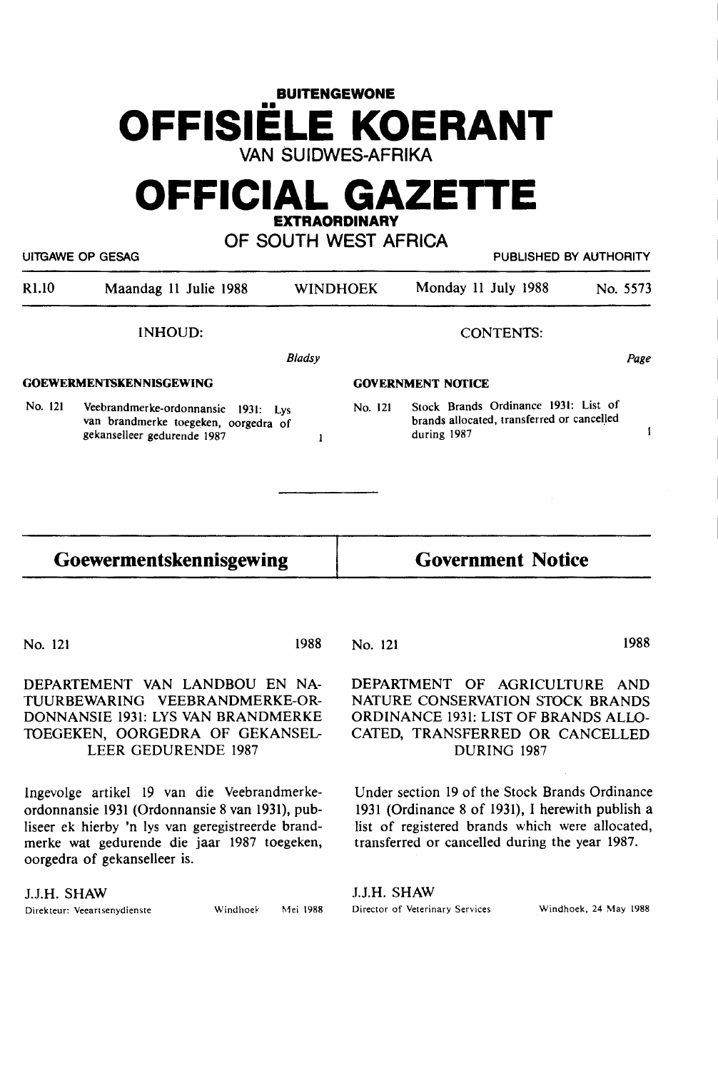BUITENGEWONE

# OFFISIËLE KOERANT

VAN SUIDWES-AFRIKA

# OFFICIAL GAZETTE

EXTRAORDINARY

OF SOUTH WEST AFRICA

UITGAWE OP GESAG — PUBLISHED BY AUTHORITY

| R1.10 | Maandag 11 Julie 1988 | WINDHOEK | Monday 11 July 1988 | No. 5573 |
|---|---|---|---|---|

INHOUD: *Bladsy*

**GOEWERMENTSKENNISGEWING**

No. 121 Veebrandmerke-ordonnansie 1931: Lys van brandmerke toegeken, oorgedra of gekanselleer gedurende 1987 ..... 1

CONTENTS: *Page*

**GOVERNMENT NOTICE**

No. 121 Stock Brands Ordinance 1931: List of brands allocated, transferred or cancelled during 1987 ..... 1

## Goewermentskennisgewing

No. 121 — 1988

DEPARTEMENT VAN LANDBOU EN NATUURBEWARING VEEBRANDMERKE-ORDONNANSIE 1931: LYS VAN BRANDMERKE TOEGEKEN, OORGEDRA OF GEKANSELLEER GEDURENDE 1987

Ingevolge artikel 19 van die Veebrandmerke-ordonnansie 1931 (Ordonnansie 8 van 1931), publiseer ek hierby 'n lys van geregistreerde brandmerke wat gedurende die jaar 1987 toegeken, oorgedra of gekanselleer is.

J.J.H. SHAW

Direkteur: Veeartsenydienste — Windhoek — Mei 1988

## Government Notice

No. 121 — 1988

DEPARTMENT OF AGRICULTURE AND NATURE CONSERVATION STOCK BRANDS ORDINANCE 1931: LIST OF BRANDS ALLOCATED, TRANSFERRED OR CANCELLED DURING 1987

Under section 19 of the Stock Brands Ordinance 1931 (Ordinance 8 of 1931), I herewith publish a list of registered brands which were allocated, transferred or cancelled during the year 1987.

J.J.H. SHAW

Director of Veterinary Services — Windhoek, 24 May 1988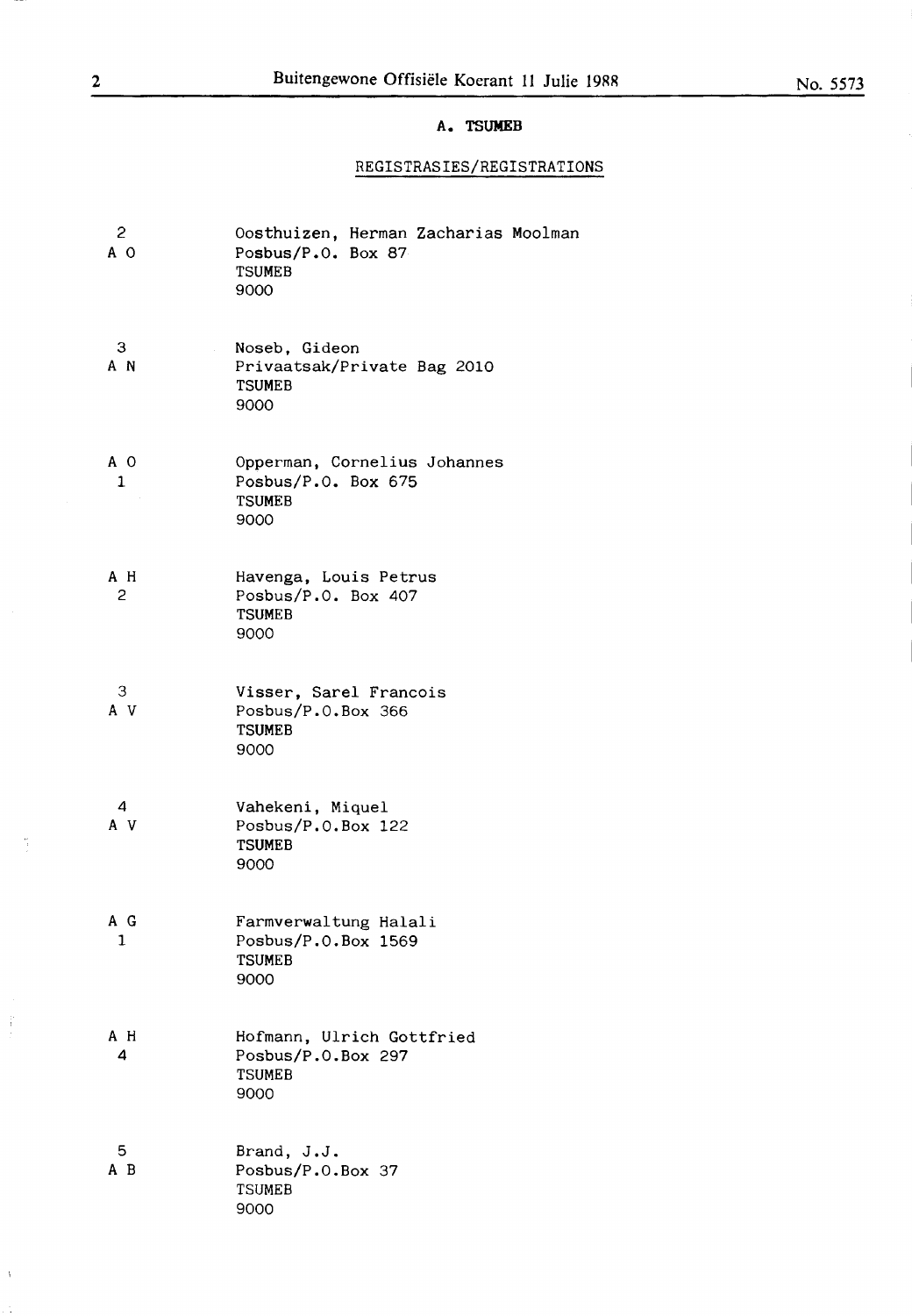## A. TSUMEB

### REGISTRASIES/REGISTRATIONS

| | |
|---|---|
| 2<br>A O | Oosthuizen, Herman Zacharias Moolman<br>Posbus/P.O. Box 87<br>TSUMEB<br>9000 |
| 3<br>A N | Noseb, Gideon<br>Privaatsak/Private Bag 2010<br>TSUMEB<br>9000 |
| A O<br>1 | Opperman, Cornelius Johannes<br>Posbus/P.O. Box 675<br>TSUMEB<br>9000 |
| A H<br>2 | Havenga, Louis Petrus<br>Posbus/P.O. Box 407<br>TSUMEB<br>9000 |
| 3<br>A V | Visser, Sarel Francois<br>Posbus/P.O.Box 366<br>TSUMEB<br>9000 |
| 4<br>A V | Vahekeni, Miquel<br>Posbus/P.O.Box 122<br>TSUMEB<br>9000 |
| A G<br>1 | Farmverwaltung Halali<br>Posbus/P.O.Box 1569<br>TSUMEB<br>9000 |
| A H<br>4 | Hofmann, Ulrich Gottfried<br>Posbus/P.O.Box 297<br>TSUMEB<br>9000 |
| 5<br>A B | Brand, J.J.<br>Posbus/P.O.Box 37<br>TSUMEB<br>9000 |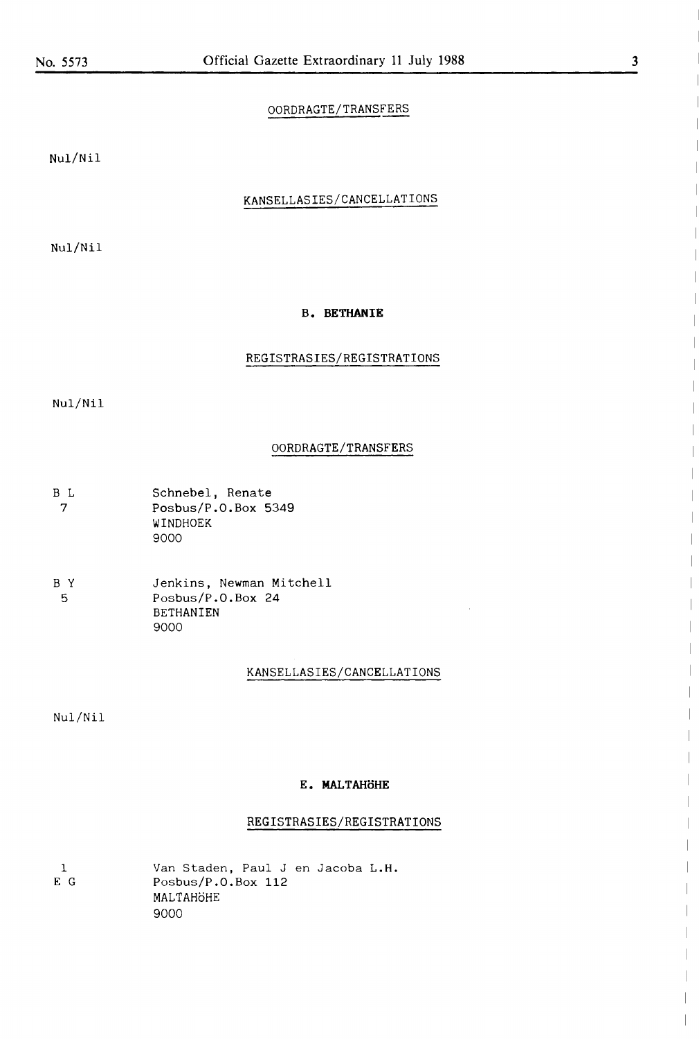OORDRAGTE/TRANSFERS

Nul/Nil

KANSELLASIES/CANCELLATIONS

Nul/Nil

**B. BETHANIE**

REGISTRASIES/REGISTRATIONS

Nul/Nil

OORDRAGTE/TRANSFERS

| | |
|---|---|
| B L<br>7 | Schnebel, Renate<br>Posbus/P.O.Box 5349<br>WINDHOEK<br>9000 |
| B Y<br>5 | Jenkins, Newman Mitchell<br>Posbus/P.O.Box 24<br>BETHANIEN<br>9000 |

KANSELLASIES/CANCELLATIONS

Nul/Nil

**E. MALTAHÖHE**

REGISTRASIES/REGISTRATIONS

| | |
|---|---|
| 1<br>E G | Van Staden, Paul J en Jacoba L.H.<br>Posbus/P.O.Box 112<br>MALTAHÖHE<br>9000 |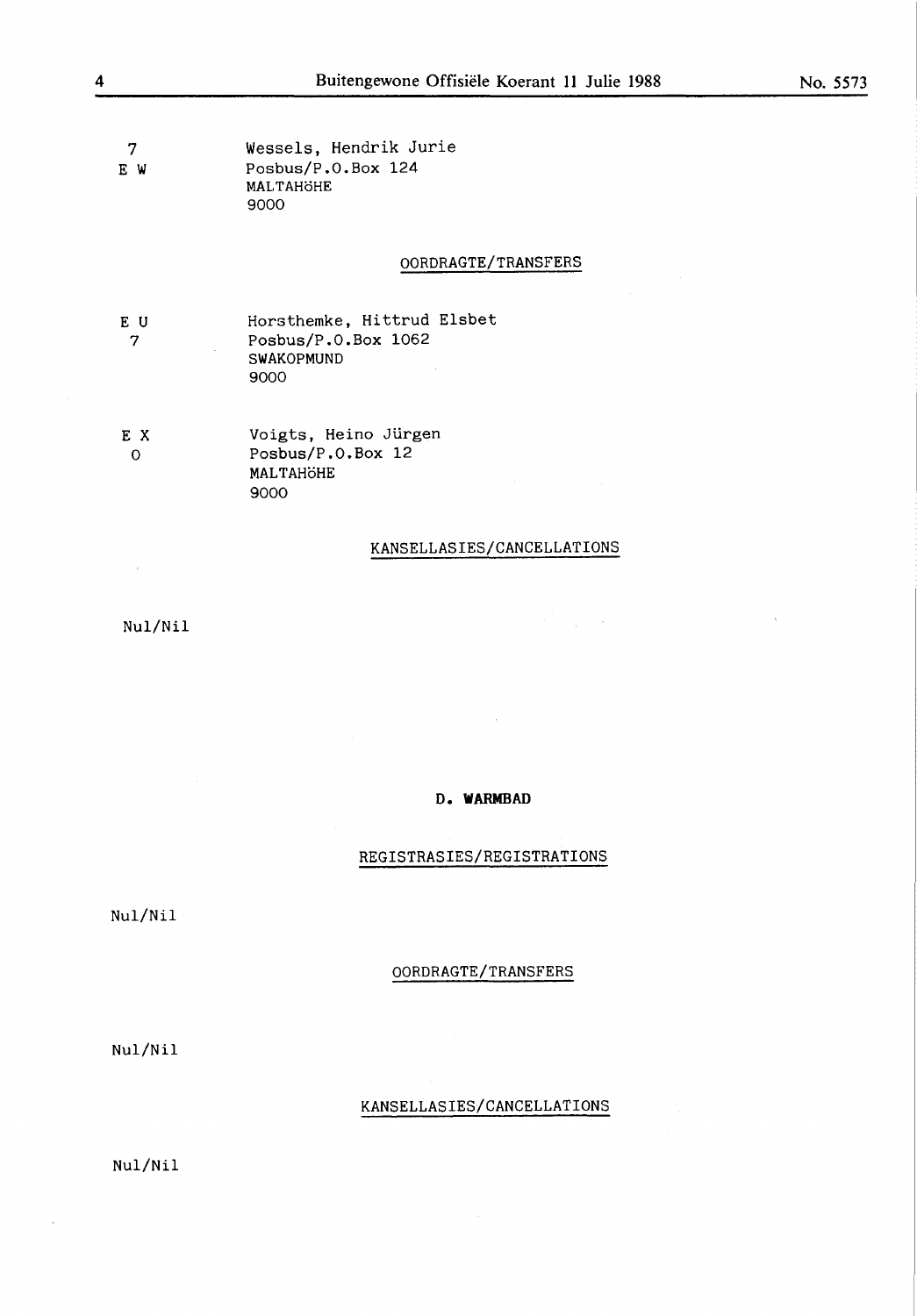| | |
|---|---|
| 7<br>E W | Wessels, Hendrik Jurie<br>Posbus/P.O.Box 124<br>MALTAHÖHE<br>9000 |

OORDRAGTE/TRANSFERS

| | |
|---|---|
| E U<br>7 | Horsthemke, Hittrud Elsbet<br>Posbus/P.O.Box 1062<br>SWAKOPMUND<br>9000 |
| E X<br>0 | Voigts, Heino Jürgen<br>Posbus/P.O.Box 12<br>MALTAHÖHE<br>9000 |

KANSELLASIES/CANCELLATIONS

Nul/Nil

## D. WARMBAD

REGISTRASIES/REGISTRATIONS

Nul/Nil

OORDRAGTE/TRANSFERS

Nul/Nil

KANSELLASIES/CANCELLATIONS

Nul/Nil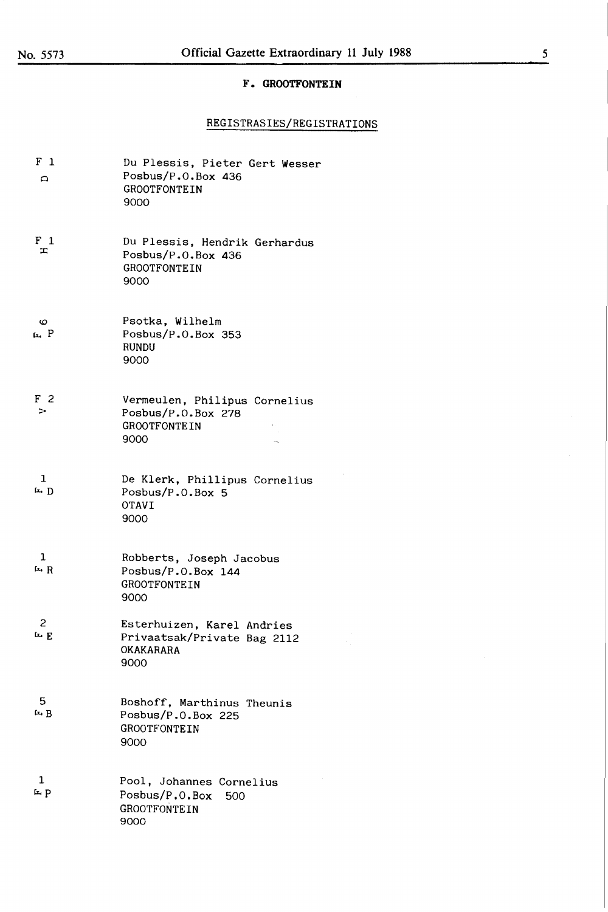# F. GROOTFONTEIN

## REGISTRASIES/REGISTRATIONS

| Brand | Registration |
| --- | --- |
| F 1 D | Du Plessis, Pieter Gert Wesser<br>Posbus/P.O.Box 436<br>GROOTFONTEIN<br>9000 |
| F 1 H | Du Plessis, Hendrik Gerhardus<br>Posbus/P.O.Box 436<br>GROOTFONTEIN<br>9000 |
| 6 F P | Psotka, Wilhelm<br>Posbus/P.O.Box 353<br>RUNDU<br>9000 |
| F 2 V | Vermeulen, Philipus Cornelius<br>Posbus/P.O.Box 278<br>GROOTFONTEIN<br>9000 |
| 1 F D | De Klerk, Phillipus Cornelius<br>Posbus/P.O.Box 5<br>OTAVI<br>9000 |
| 1 F R | Robberts, Joseph Jacobus<br>Posbus/P.O.Box 144<br>GROOTFONTEIN<br>9000 |
| 2 F E | Esterhuizen, Karel Andries<br>Privaatsak/Private Bag 2112<br>OKAKARARA<br>9000 |
| 5 F B | Boshoff, Marthinus Theunis<br>Posbus/P.O.Box 225<br>GROOTFONTEIN<br>9000 |
| 1 F P | Pool, Johannes Cornelius<br>Posbus/P.O.Box 500<br>GROOTFONTEIN<br>9000 |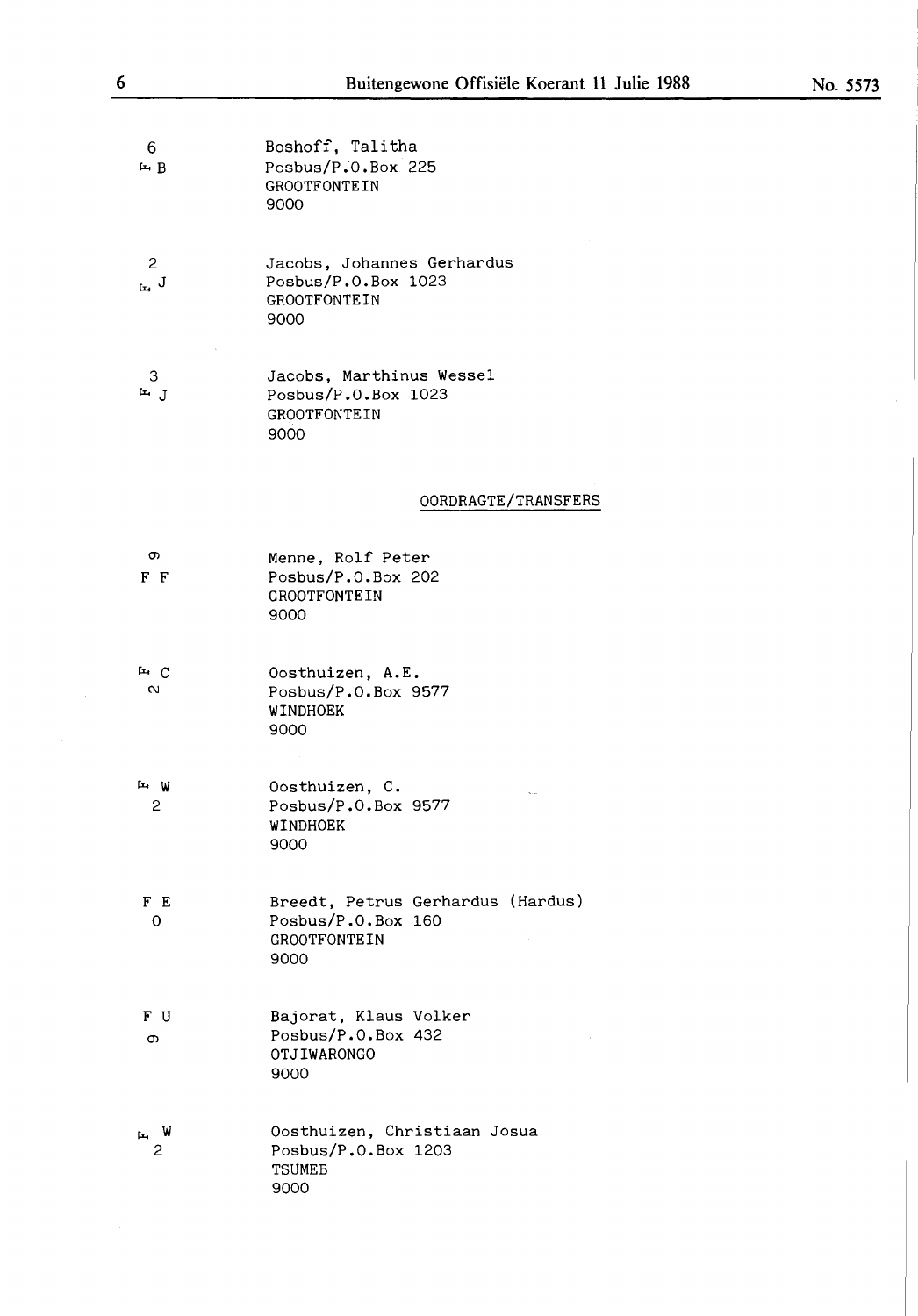| | |
|---|---|
| 6<br>F B | Boshoff, Talitha<br>Posbus/P.O.Box 225<br>GROOTFONTEIN<br>9000 |
| 2<br>F J | Jacobs, Johannes Gerhardus<br>Posbus/P.O.Box 1023<br>GROOTFONTEIN<br>9000 |
| 3<br>F J | Jacobs, Marthinus Wessel<br>Posbus/P.O.Box 1023<br>GROOTFONTEIN<br>9000 |

## OORDRAGTE/TRANSFERS

| | |
|---|---|
| 6<br>F F | Menne, Rolf Peter<br>Posbus/P.O.Box 202<br>GROOTFONTEIN<br>9000 |
| F C<br>2 | Oosthuizen, A.E.<br>Posbus/P.O.Box 9577<br>WINDHOEK<br>9000 |
| F W<br>2 | Oosthuizen, C.<br>Posbus/P.O.Box 9577<br>WINDHOEK<br>9000 |
| F E<br>O | Breedt, Petrus Gerhardus (Hardus)<br>Posbus/P.O.Box 160<br>GROOTFONTEIN<br>9000 |
| F U<br>6 | Bajorat, Klaus Volker<br>Posbus/P.O.Box 432<br>OTJIWARONGO<br>9000 |
| F W<br>2 | Oosthuizen, Christiaan Josua<br>Posbus/P.O.Box 1203<br>TSUMEB<br>9000 |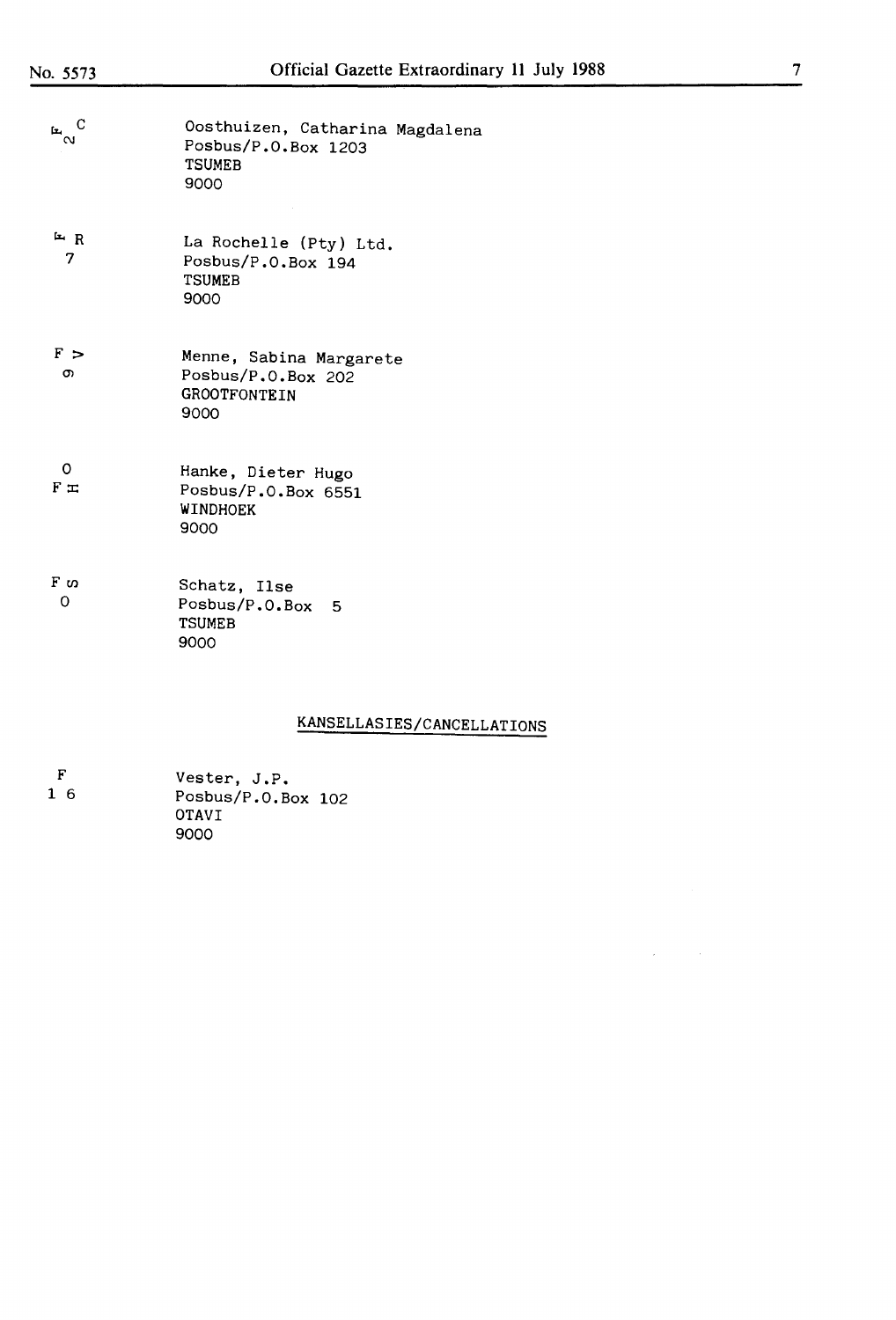| | |
|---|---|
| F C 2 | Oosthuizen, Catharina Magdalena<br>Posbus/P.O.Box 1203<br>TSUMEB<br>9000 |
| F R 7 | La Rochelle (Pty) Ltd.<br>Posbus/P.O.Box 194<br>TSUMEB<br>9000 |
| F > 9 | Menne, Sabina Margarete<br>Posbus/P.O.Box 202<br>GROOTFONTEIN<br>9000 |
| 0 F H | Hanke, Dieter Hugo<br>Posbus/P.O.Box 6551<br>WINDHOEK<br>9000 |
| F S 0 | Schatz, Ilse<br>Posbus/P.O.Box 5<br>TSUMEB<br>9000 |

## KANSELLASIES/CANCELLATIONS

| | |
|---|---|
| F 1 6 | Vester, J.P.<br>Posbus/P.O.Box 102<br>OTAVI<br>9000 |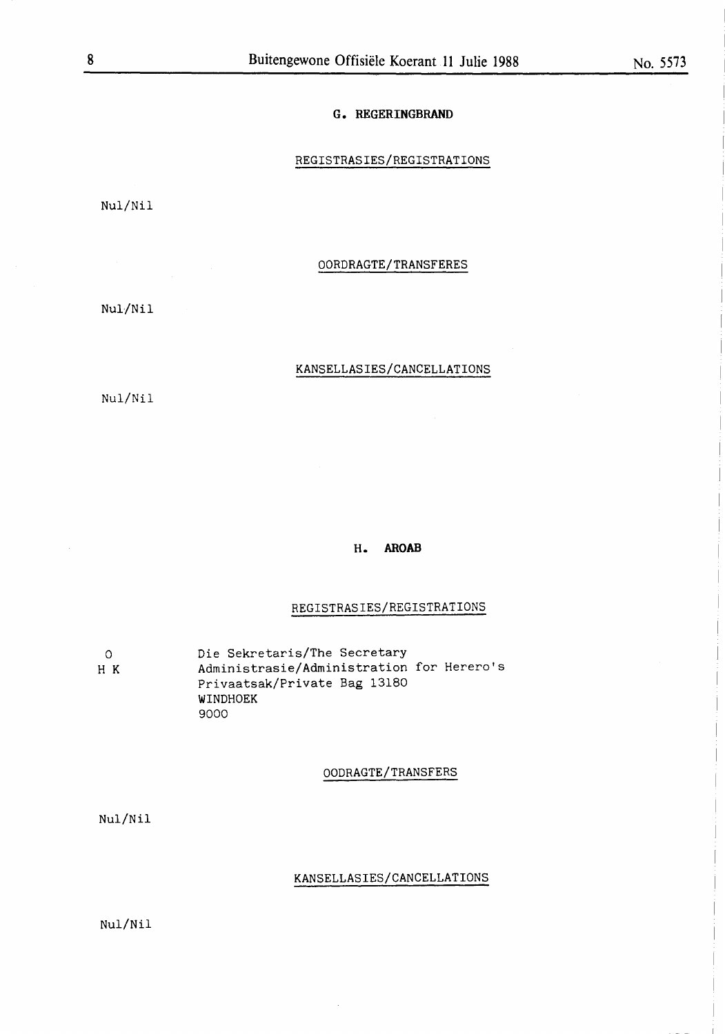## G. REGERINGBRAND

REGISTRASIES/REGISTRATIONS

Nul/Nil

OORDRAGTE/TRANSFERES

Nul/Nil

KANSELLASIES/CANCELLATIONS

Nul/Nil

## H. AROAB

REGISTRASIES/REGISTRATIONS

O
H K

Die Sekretaris/The Secretary
Administrasie/Administration for Herero's
Privaatsak/Private Bag 13180
WINDHOEK
9000

OODRAGTE/TRANSFERS

Nul/Nil

KANSELLASIES/CANCELLATIONS

Nul/Nil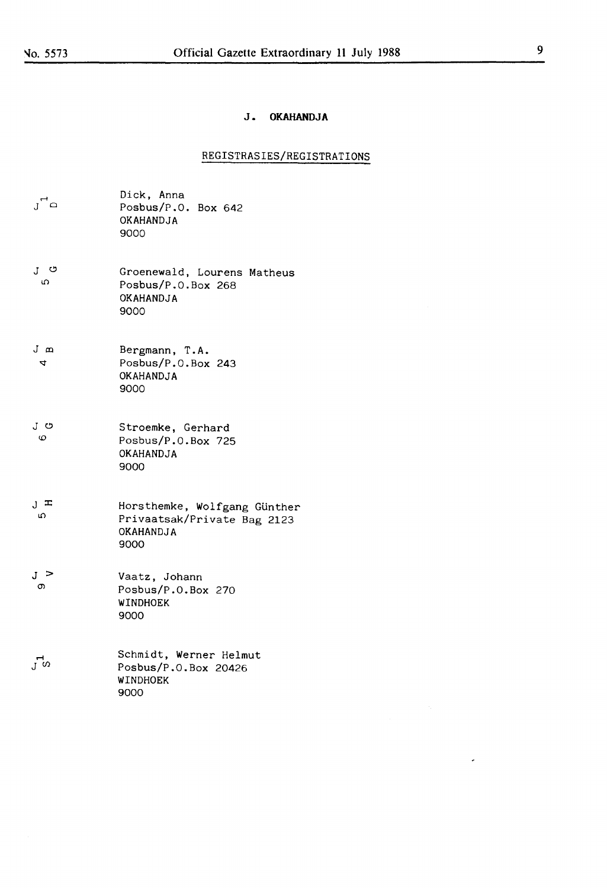## J. OKAHANDJA

### REGISTRASIES/REGISTRATIONS

J D 1
Dick, Anna
Posbus/P.O. Box 642
OKAHANDJA
9000

J G 5
Groenewald, Lourens Matheus
Posbus/P.O.Box 268
OKAHANDJA
9000

J B 4
Bergmann, T.A.
Posbus/P.O.Box 243
OKAHANDJA
9000

J G 6
Stroemke, Gerhard
Posbus/P.O.Box 725
OKAHANDJA
9000

J H 5
Horsthemke, Wolfgang Günther
Privaatsak/Private Bag 2123
OKAHANDJA
9000

J V 9
Vaatz, Johann
Posbus/P.O.Box 270
WINDHOEK
9000

J S 1
Schmidt, Werner Helmut
Posbus/P.O.Box 20426
WINDHOEK
9000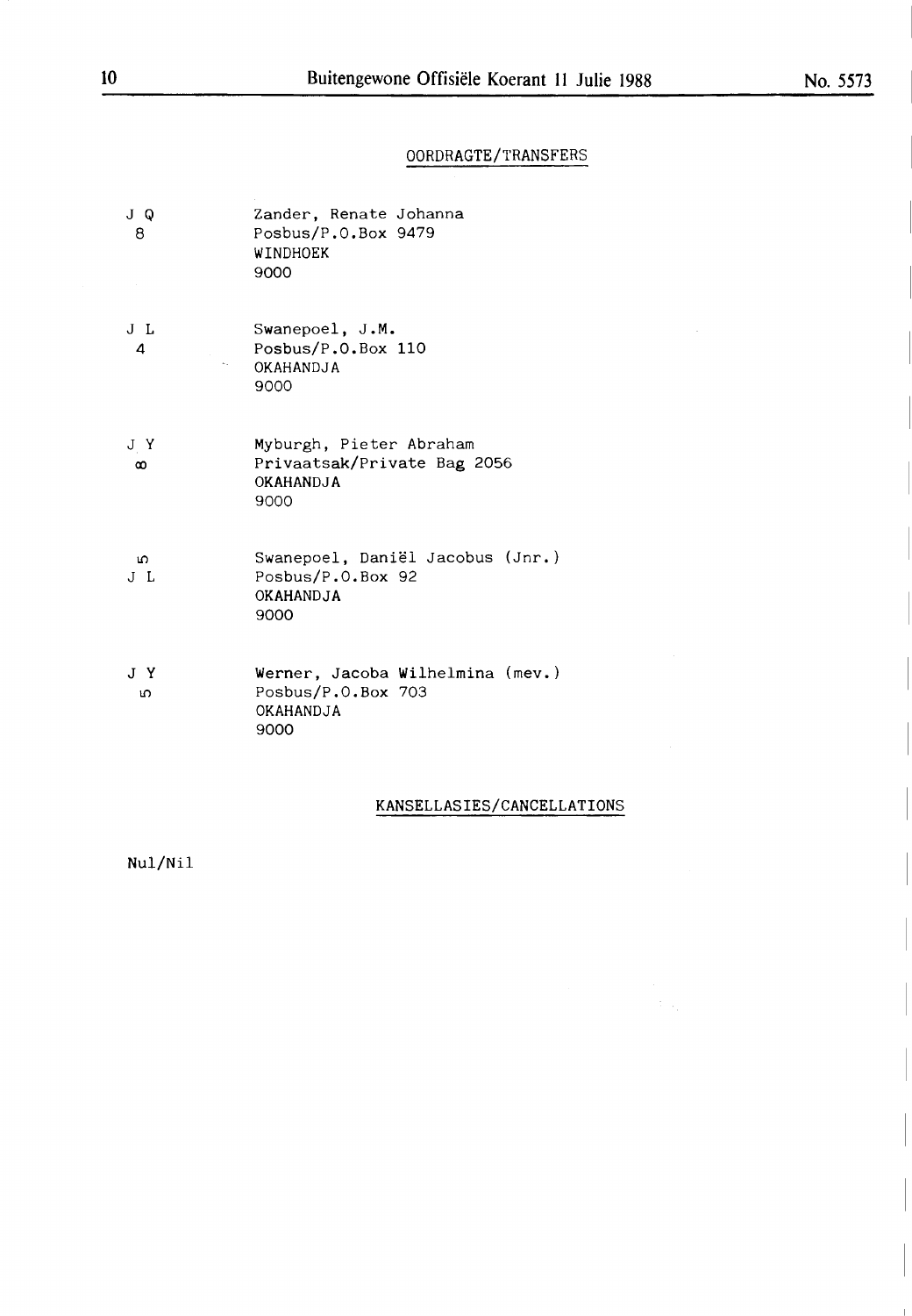## OORDRAGTE/TRANSFERS

| | |
|---|---|
| J Q<br>8 | Zander, Renate Johanna<br>Posbus/P.O.Box 9479<br>WINDHOEK<br>9000 |
| J L<br>4 | Swanepoel, J.M.<br>Posbus/P.O.Box 110<br>OKAHANDJA<br>9000 |
| J Y<br>∞ | Myburgh, Pieter Abraham<br>Privaatsak/Private Bag 2056<br>OKAHANDJA<br>9000 |
| 5<br>J L | Swanepoel, Daniël Jacobus (Jnr.)<br>Posbus/P.O.Box 92<br>OKAHANDJA<br>9000 |
| J Y<br>5 | Werner, Jacoba Wilhelmina (mev.)<br>Posbus/P.O.Box 703<br>OKAHANDJA<br>9000 |

## KANSELLASIES/CANCELLATIONS

Nul/Nil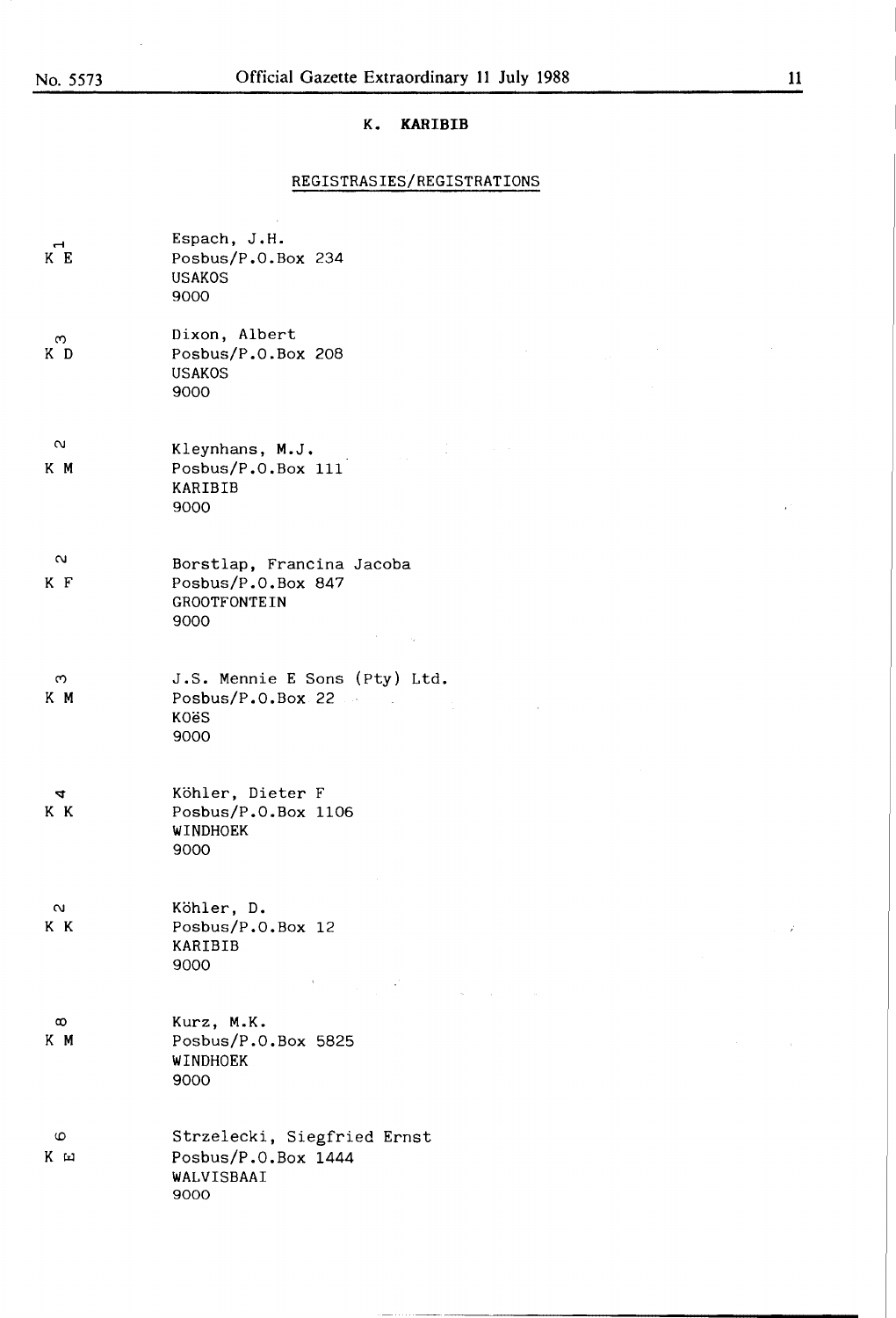## K. KARIBIB

### REGISTRASIES/REGISTRATIONS

| Brand | Owner |
| --- | --- |
| 1<br>K E | Espach, J.H.<br>Posbus/P.O.Box 234<br>USAKOS<br>9000 |
| 3<br>K D | Dixon, Albert<br>Posbus/P.O.Box 208<br>USAKOS<br>9000 |
| 2<br>K M | Kleynhans, M.J.<br>Posbus/P.O.Box 111<br>KARIBIB<br>9000 |
| 2<br>K F | Borstlap, Francina Jacoba<br>Posbus/P.O.Box 847<br>GROOTFONTEIN<br>9000 |
| 3<br>K M | J.S. Mennie E Sons (Pty) Ltd.<br>Posbus/P.O.Box 22<br>KOëS<br>9000 |
| 4<br>K K | Köhler, Dieter F<br>Posbus/P.O.Box 1106<br>WINDHOEK<br>9000 |
| 2<br>K K | Köhler, D.<br>Posbus/P.O.Box 12<br>KARIBIB<br>9000 |
| 8<br>K M | Kurz, M.K.<br>Posbus/P.O.Box 5825<br>WINDHOEK<br>9000 |
| 6<br>K E | Strzelecki, Siegfried Ernst<br>Posbus/P.O.Box 1444<br>WALVISBAAI<br>9000 |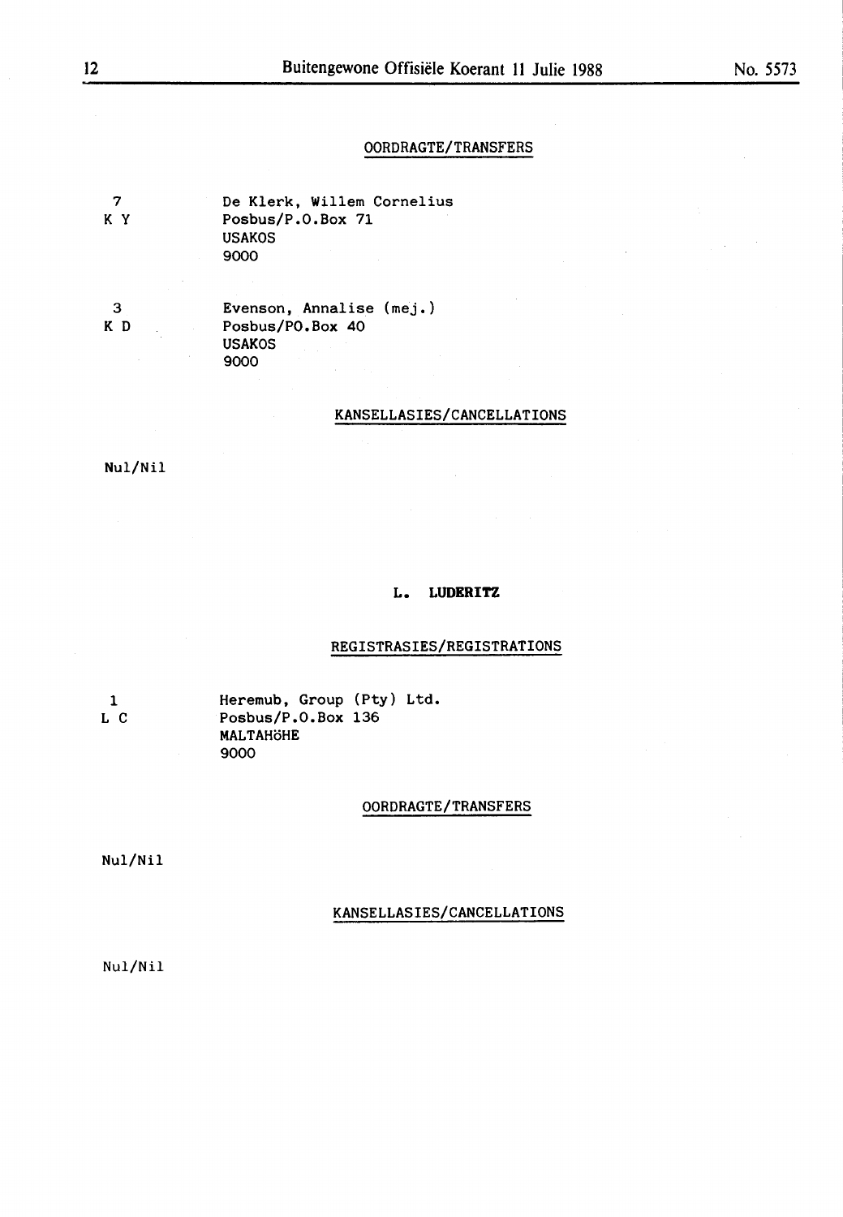### OORDRAGTE/TRANSFERS

7
K Y

De Klerk, Willem Cornelius
Posbus/P.O.Box 71
USAKOS
9000

3
K D

Evenson, Annalise (mej.)
Posbus/PO.Box 40
USAKOS
9000

### KANSELLASIES/CANCELLATIONS

Nul/Nil

## L. LUDERITZ

### REGISTRASIES/REGISTRATIONS

1
L C

Heremub, Group (Pty) Ltd.
Posbus/P.O.Box 136
MALTAHöHE
9000

### OORDRAGTE/TRANSFERS

Nul/Nil

### KANSELLASIES/CANCELLATIONS

Nul/Nil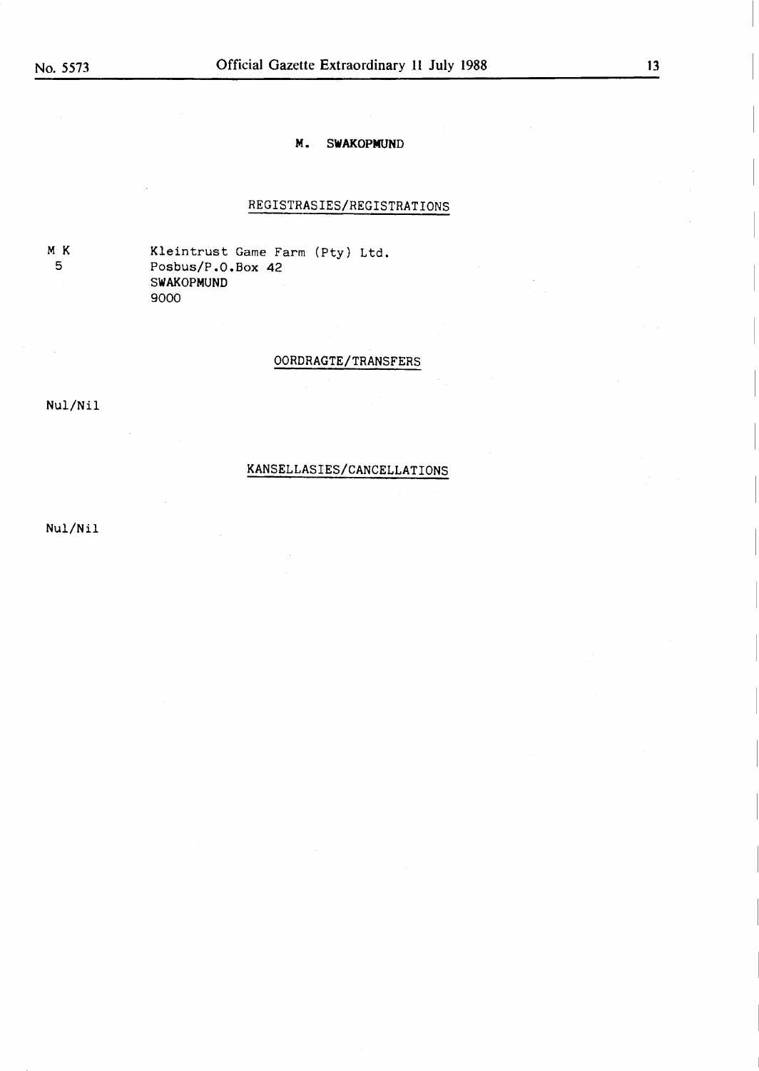## M. SWAKOPMUND

### REGISTRASIES/REGISTRATIONS

| | |
|---|---|
| M K 5 | Kleintrust Game Farm (Pty) Ltd.<br>Posbus/P.O.Box 42<br>SWAKOPMUND<br>9000 |

### OORDRAGTE/TRANSFERS

Nul/Nil

### KANSELLASIES/CANCELLATIONS

Nul/Nil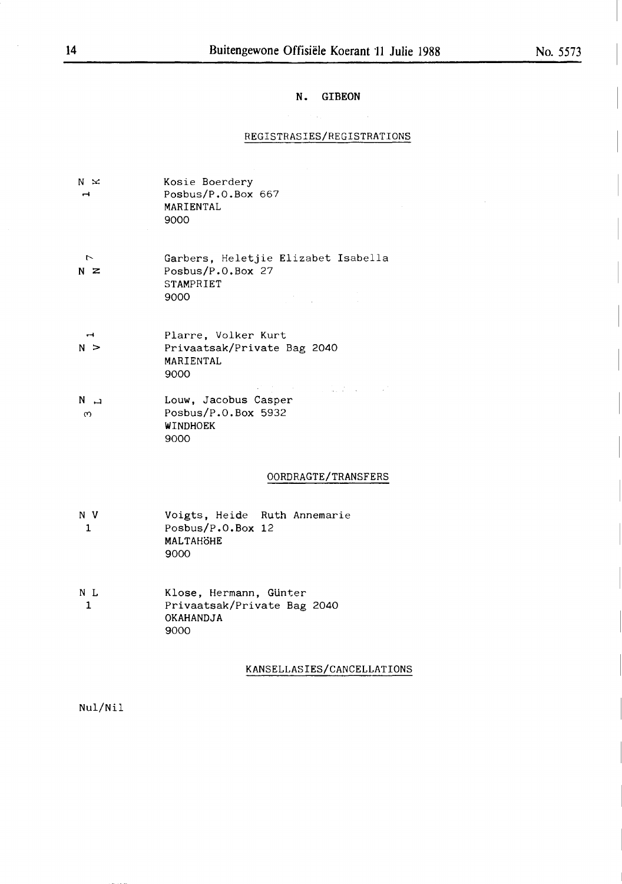## N. GIBEON

### REGISTRASIES/REGISTRATIONS

| | |
|---|---|
| N ⋈<br>ㅓ | Kosie Boerdery<br>Posbus/P.O.Box 667<br>MARIENTAL<br>9000 |
| ⊢<br>N Z | Garbers, Heletjie Elizabet Isabella<br>Posbus/P.O.Box 27<br>STAMPRIET<br>9000 |
| ㅓ<br>N > | Plarre, Volker Kurt<br>Privaatsak/Private Bag 2040<br>MARIENTAL<br>9000 |
| N ⊔<br>က | Louw, Jacobus Casper<br>Posbus/P.O.Box 5932<br>WINDHOEK<br>9000 |

### OORDRAGTE/TRANSFERS

| | |
|---|---|
| N V<br>1 | Voigts, Heide Ruth Annemarie<br>Posbus/P.O.Box 12<br>MALTAHÖHE<br>9000 |
| N L<br>1 | Klose, Hermann, Günter<br>Privaatsak/Private Bag 2040<br>OKAHANDJA<br>9000 |

### KANSELLASIES/CANCELLATIONS

Nul/Nil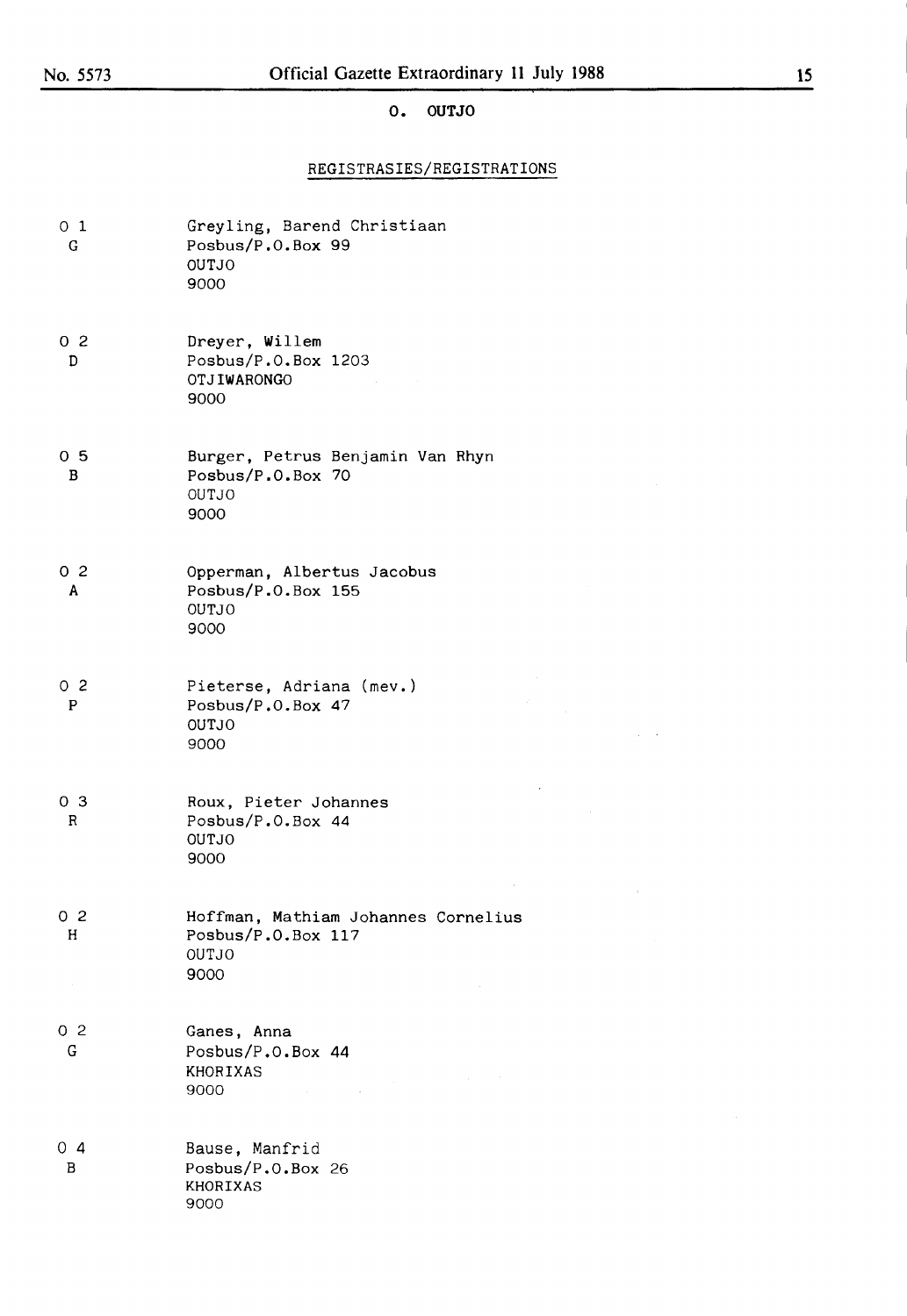## O. OUTJO

### REGISTRASIES/REGISTRATIONS

O 1
G

Greyling, Barend Christiaan
Posbus/P.O.Box 99
OUTJO
9000

O 2
D

Dreyer, Willem
Posbus/P.O.Box 1203
OTJIWARONGO
9000

O 5
B

Burger, Petrus Benjamin Van Rhyn
Posbus/P.O.Box 70
OUTJO
9000

O 2
A

Opperman, Albertus Jacobus
Posbus/P.O.Box 155
OUTJO
9000

O 2
P

Pieterse, Adriana (mev.)
Posbus/P.O.Box 47
OUTJO
9000

O 3
R

Roux, Pieter Johannes
Posbus/P.O.Box 44
OUTJO
9000

O 2
H

Hoffman, Mathiam Johannes Cornelius
Posbus/P.O.Box 117
OUTJO
9000

O 2
G

Ganes, Anna
Posbus/P.O.Box 44
KHORIXAS
9000

O 4
B

Bause, Manfrid
Posbus/P.O.Box 26
KHORIXAS
9000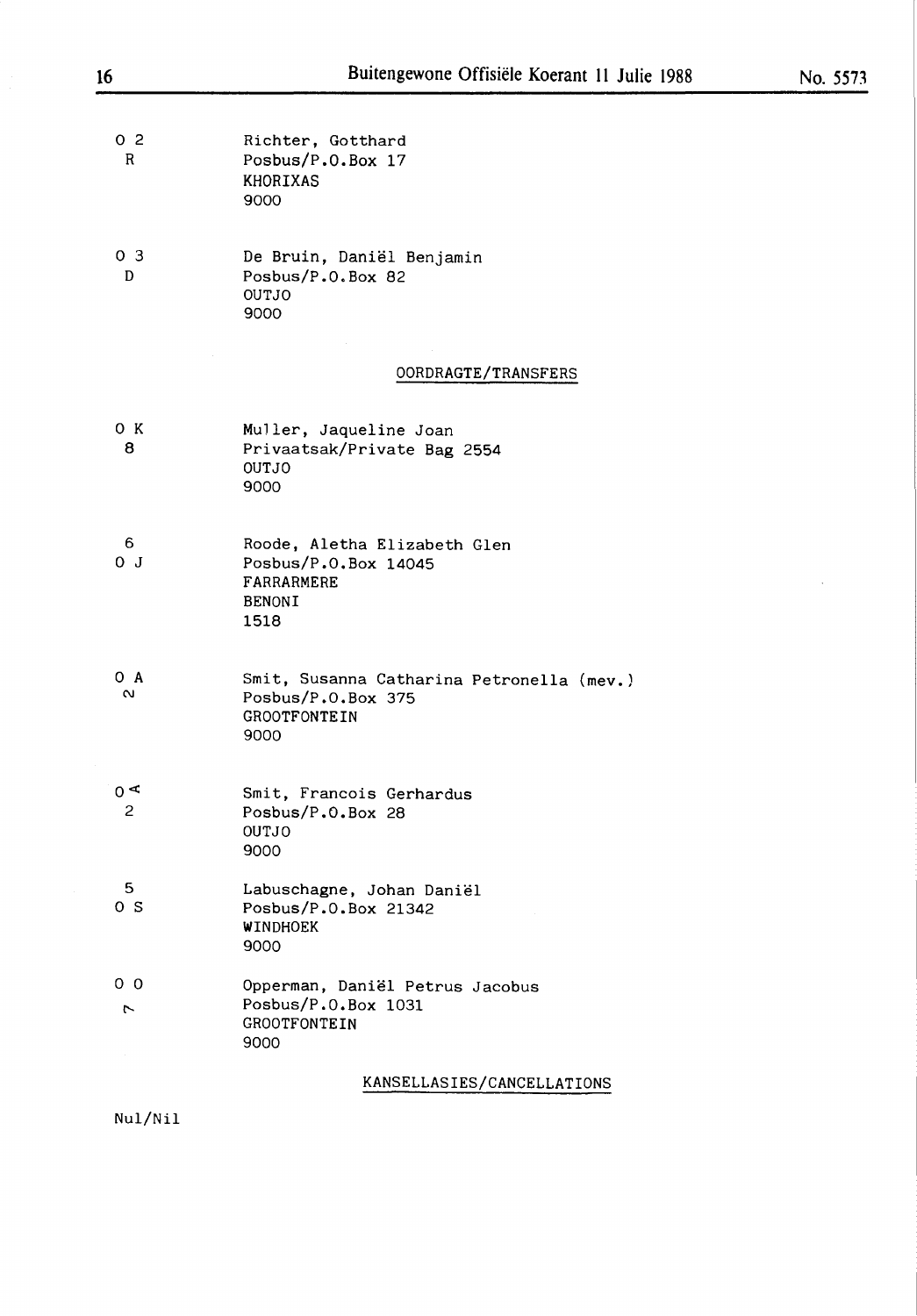| | |
|---|---|
| O 2<br>R | Richter, Gotthard<br>Posbus/P.O.Box 17<br>KHORIXAS<br>9000 |
| O 3<br>D | De Bruin, Daniël Benjamin<br>Posbus/P.O.Box 82<br>OUTJO<br>9000 |

## OORDRAGTE/TRANSFERS

| | |
|---|---|
| O K<br>8 | Muller, Jaqueline Joan<br>Privaatsak/Private Bag 2554<br>OUTJO<br>9000 |
| 6<br>O J | Roode, Aletha Elizabeth Glen<br>Posbus/P.O.Box 14045<br>FARRARMERE<br>BENONI<br>1518 |
| O A<br>N | Smit, Susanna Catharina Petronella (mev.)<br>Posbus/P.O.Box 375<br>GROOTFONTEIN<br>9000 |
| O <<br>2 | Smit, Francois Gerhardus<br>Posbus/P.O.Box 28<br>OUTJO<br>9000 |
| 5<br>O S | Labuschagne, Johan Daniël<br>Posbus/P.O.Box 21342<br>WINDHOEK<br>9000 |
| O O<br>r | Opperman, Daniël Petrus Jacobus<br>Posbus/P.O.Box 1031<br>GROOTFONTEIN<br>9000 |

## KANSELLASIES/CANCELLATIONS

Nul/Nil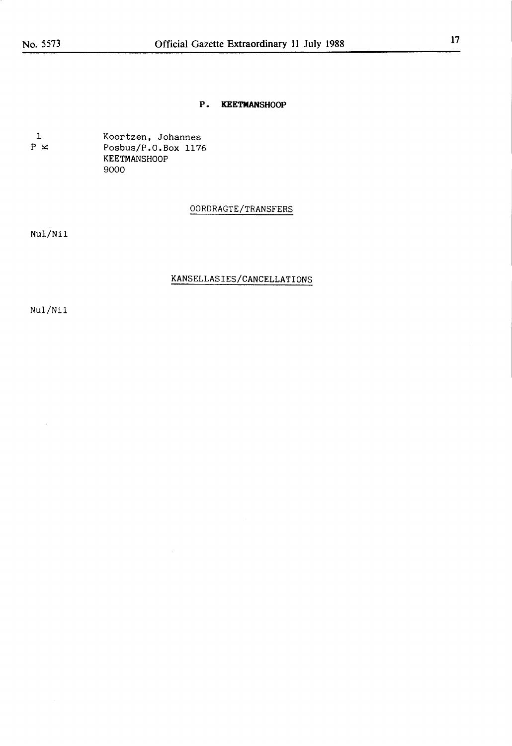## P. KEETMANSHOOP

1 Koortzen, Johannes
P ✕ Posbus/P.O.Box 1176
KEETMANSHOOP
9000

OORDRAGTE/TRANSFERS

Nul/Nil

KANSELLASIES/CANCELLATIONS

Nul/Nil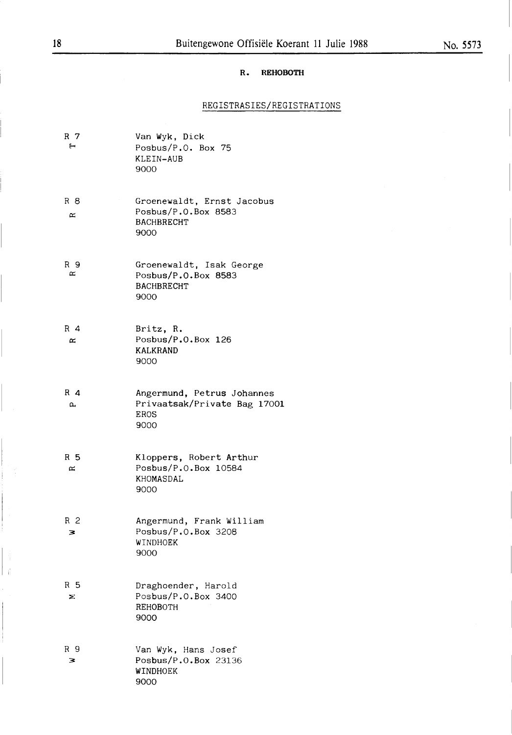## R. REHOBOTH

### REGISTRASIES/REGISTRATIONS

R 7 — Van Wyk, Dick
Posbus/P.O. Box 75
KLEIN-AUB
9000

R 8 — Groenewaldt, Ernst Jacobus
Posbus/P.O.Box 8583
BACHBRECHT
9000

R 9 — Groenewaldt, Isak George
Posbus/P.O.Box 8583
BACHBRECHT
9000

R 4 — Britz, R.
Posbus/P.O.Box 126
KALKRAND
9000

R 4 — Angermund, Petrus Johannes
Privaatsak/Private Bag 17001
EROS
9000

R 5 — Kloppers, Robert Arthur
Posbus/P.O.Box 10584
KHOMASDAL
9000

R 2 — Angermund, Frank William
Posbus/P.O.Box 3208
WINDHOEK
9000

R 5 — Draghoender, Harold
Posbus/P.O.Box 3400
REHOBOTH
9000

R 9 — Van Wyk, Hans Josef
Posbus/P.O.Box 23136
WINDHOEK
9000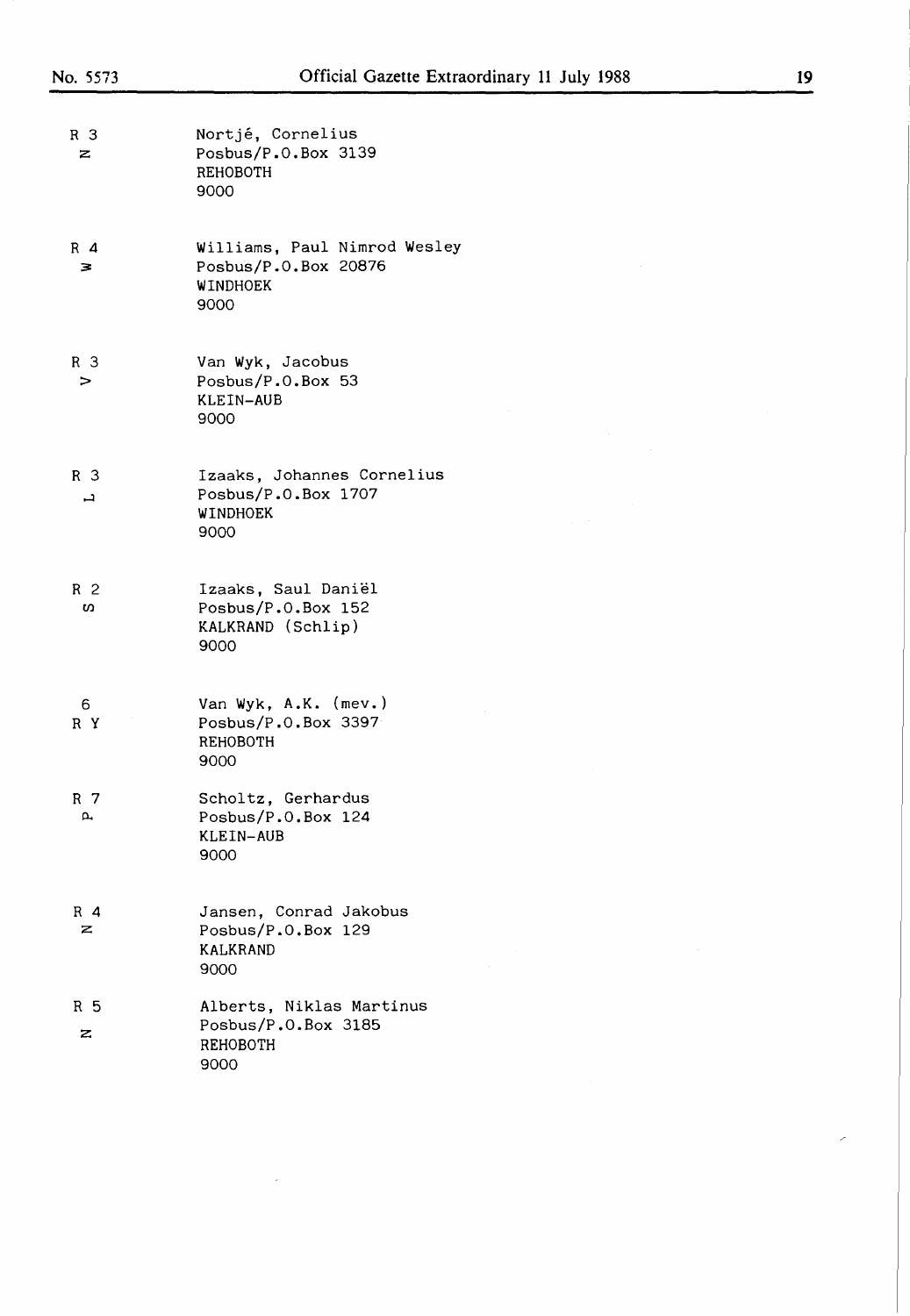| | |
|---|---|
| R 3<br>Z | Nortjé, Cornelius<br>Posbus/P.O.Box 3139<br>REHOBOTH<br>9000 |
| R 4<br>W | Williams, Paul Nimrod Wesley<br>Posbus/P.O.Box 20876<br>WINDHOEK<br>9000 |
| R 3<br>V | Van Wyk, Jacobus<br>Posbus/P.O.Box 53<br>KLEIN-AUB<br>9000 |
| R 3<br>J | Izaaks, Johannes Cornelius<br>Posbus/P.O.Box 1707<br>WINDHOEK<br>9000 |
| R 2<br>S | Izaaks, Saul Daniël<br>Posbus/P.O.Box 152<br>KALKRAND (Schlip)<br>9000 |
| 6<br>R Y | Van Wyk, A.K. (mev.)<br>Posbus/P.O.Box 3397<br>REHOBOTH<br>9000 |
| R 7<br>P | Scholtz, Gerhardus<br>Posbus/P.O.Box 124<br>KLEIN-AUB<br>9000 |
| R 4<br>Z | Jansen, Conrad Jakobus<br>Posbus/P.O.Box 129<br>KALKRAND<br>9000 |
| R 5<br>Z | Alberts, Niklas Martinus<br>Posbus/P.O.Box 3185<br>REHOBOTH<br>9000 |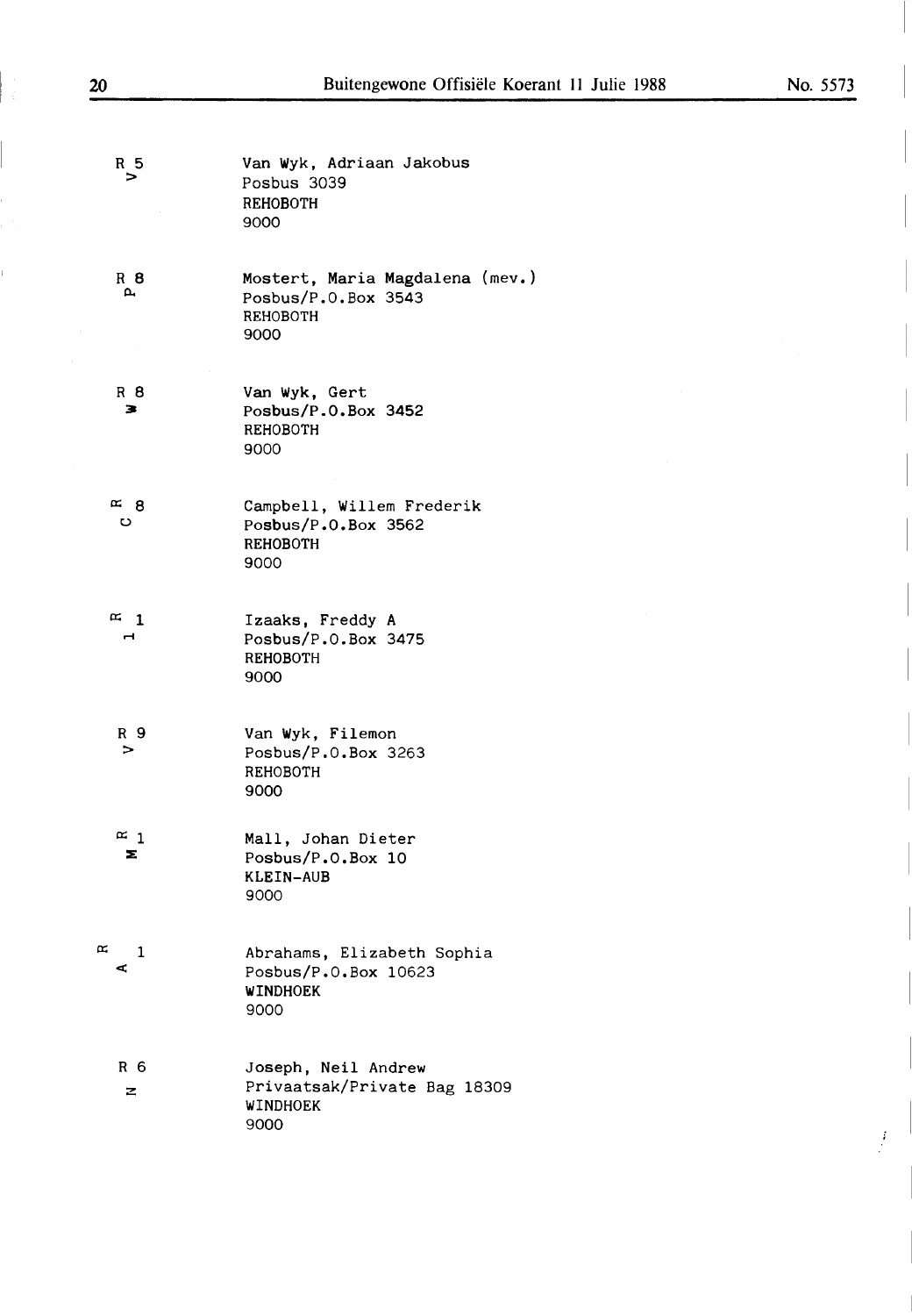| | |
|---|---|
| R 5<br>V | Van Wyk, Adriaan Jakobus<br>Posbus 3039<br>REHOBOTH<br>9000 |
| R 8<br>P | Mostert, Maria Magdalena (mev.)<br>Posbus/P.O.Box 3543<br>REHOBOTH<br>9000 |
| R 8<br>W | Van Wyk, Gert<br>Posbus/P.O.Box 3452<br>REHOBOTH<br>9000 |
| R 8<br>C | Campbell, Willem Frederik<br>Posbus/P.O.Box 3562<br>REHOBOTH<br>9000 |
| R 1<br>I | Izaaks, Freddy A<br>Posbus/P.O.Box 3475<br>REHOBOTH<br>9000 |
| R 9<br>V | Van Wyk, Filemon<br>Posbus/P.O.Box 3263<br>REHOBOTH<br>9000 |
| R 1<br>M | Mall, Johan Dieter<br>Posbus/P.O.Box 10<br>KLEIN-AUB<br>9000 |
| R 1<br>A | Abrahams, Elizabeth Sophia<br>Posbus/P.O.Box 10623<br>WINDHOEK<br>9000 |
| R 6<br>N | Joseph, Neil Andrew<br>Privaatsak/Private Bag 18309<br>WINDHOEK<br>9000 |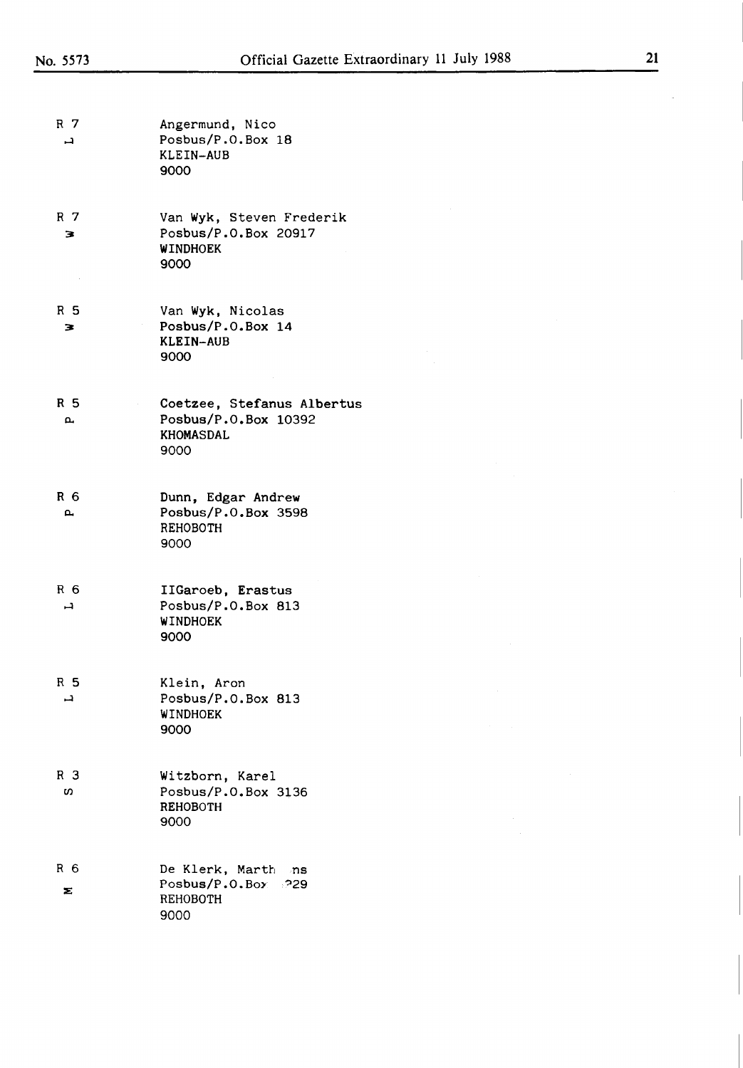R 7
L

Angermund, Nico
Posbus/P.O.Box 18
KLEIN-AUB
9000

R 7
M

Van Wyk, Steven Frederik
Posbus/P.O.Box 20917
WINDHOEK
9000

R 5
M

Van Wyk, Nicolas
Posbus/P.O.Box 14
KLEIN-AUB
9000

R 5
P

Coetzee, Stefanus Albertus
Posbus/P.O.Box 10392
KHOMASDAL
9000

R 6
P

Dunn, Edgar Andrew
Posbus/P.O.Box 3598
REHOBOTH
9000

R 6
L

IIGaroeb, Erastus
Posbus/P.O.Box 813
WINDHOEK
9000

R 5
L

Klein, Aron
Posbus/P.O.Box 813
WINDHOEK
9000

R 3
S

Witzborn, Karel
Posbus/P.O.Box 3136
REHOBOTH
9000

R 6
M

De Klerk, Marth ns
Posbus/P.O.Box ?29
REHOBOTH
9000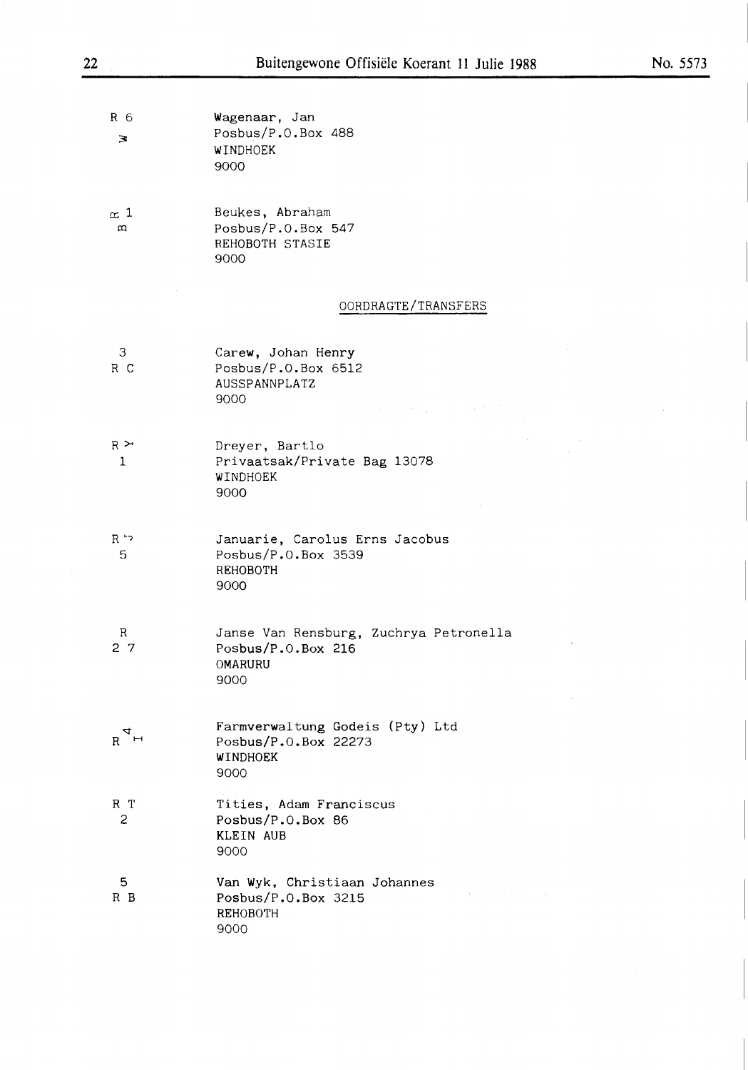| | |
|---|---|
| R 6<br>≥ | Wagenaar, Jan<br>Posbus/P.O.Box 488<br>WINDHOEK<br>9000 |
| R 1<br>B | Beukes, Abraham<br>Posbus/P.O.Box 547<br>REHOBOTH STASIE<br>9000 |

OORDRAGTE/TRANSFERS

| | |
|---|---|
| 3<br>R C | Carew, Johan Henry<br>Posbus/P.O.Box 6512<br>AUSSPANNPLATZ<br>9000 |
| R ≻<br>1 | Dreyer, Bartlo<br>Privaatsak/Private Bag 13078<br>WINDHOEK<br>9000 |
| R<br>5 | Januarie, Carolus Erns Jacobus<br>Posbus/P.O.Box 3539<br>REHOBOTH<br>9000 |
| R<br>2 7 | Janse Van Rensburg, Zuchrya Petronella<br>Posbus/P.O.Box 216<br>OMARURU<br>9000 |
| R | Farmverwaltung Godeis (Pty) Ltd<br>Posbus/P.O.Box 22273<br>WINDHOEK<br>9000 |
| R T<br>2 | Tities, Adam Franciscus<br>Posbus/P.O.Box 86<br>KLEIN AUB<br>9000 |
| 5<br>R B | Van Wyk, Christiaan Johannes<br>Posbus/P.O.Box 3215<br>REHOBOTH<br>9000 |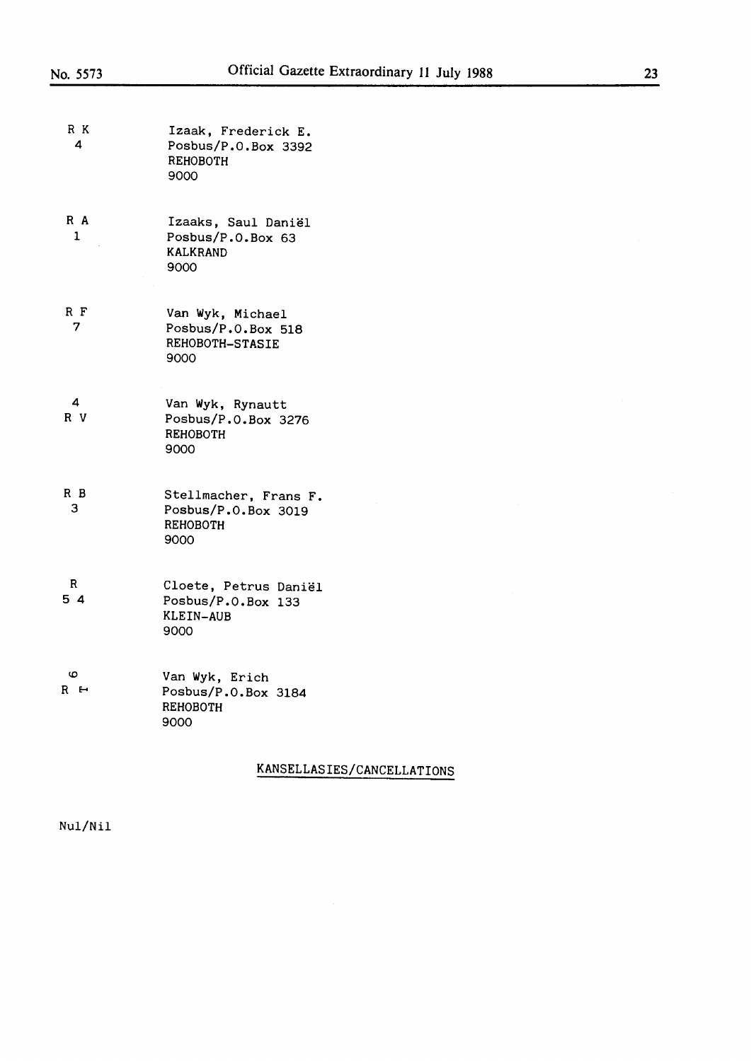R K
4

Izaak, Frederick E.
Posbus/P.O.Box 3392
REHOBOTH
9000

R A
1

Izaaks, Saul Daniël
Posbus/P.O.Box 63
KALKRAND
9000

R F
7

Van Wyk, Michael
Posbus/P.O.Box 518
REHOBOTH-STASIE
9000

4
R V

Van Wyk, Rynautt
Posbus/P.O.Box 3276
REHOBOTH
9000

R B
3

Stellmacher, Frans F.
Posbus/P.O.Box 3019
REHOBOTH
9000

R
5 4

Cloete, Petrus Daniël
Posbus/P.O.Box 133
KLEIN-AUB
9000

ꟻ
R ⊢

Van Wyk, Erich
Posbus/P.O.Box 3184
REHOBOTH
9000

KANSELLASIES/CANCELLATIONS

Nul/Nil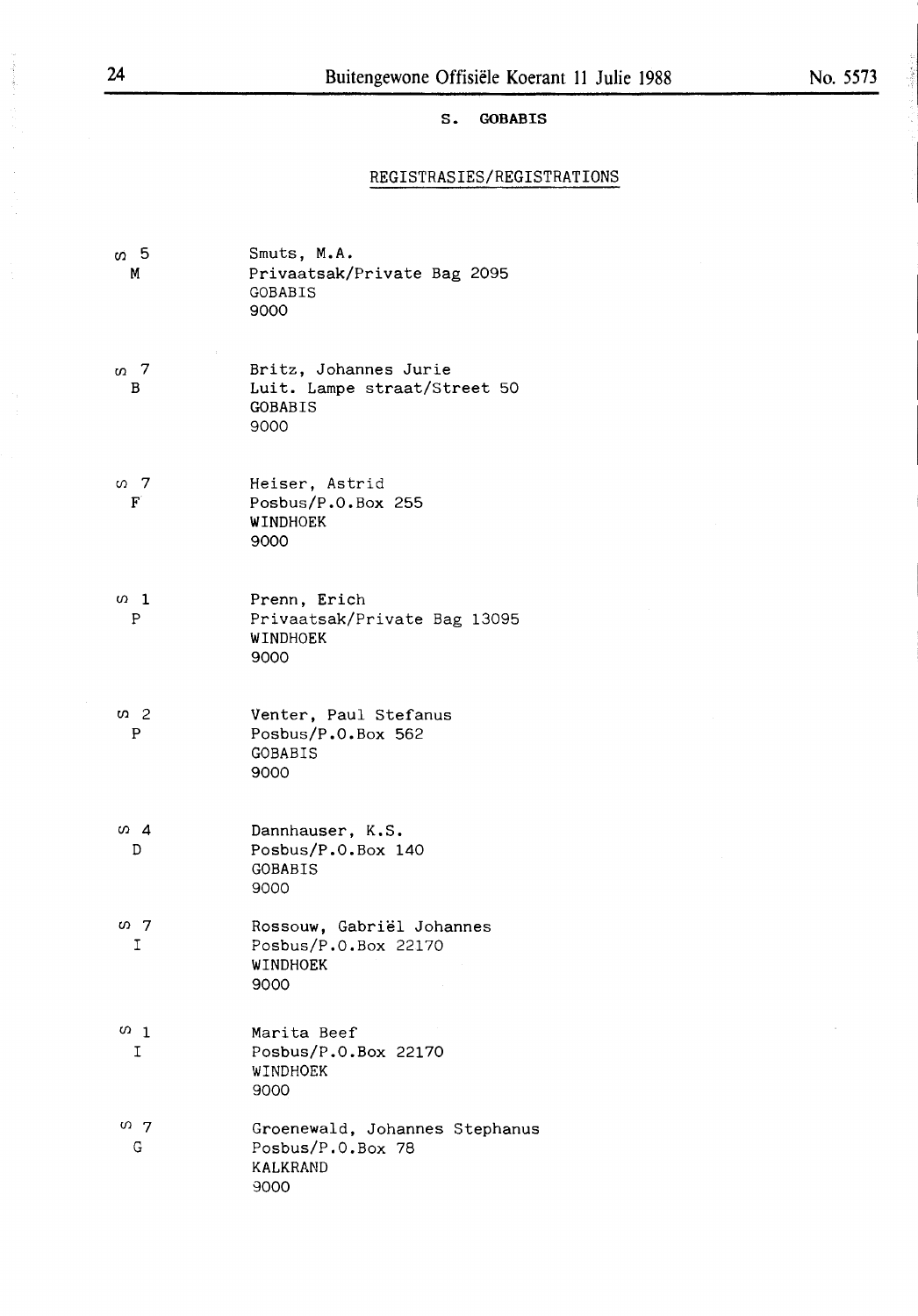## S. GOBABIS

### REGISTRASIES/REGISTRATIONS

| Brand | Registration |
|---|---|
| ഗ 5<br>M | Smuts, M.A.<br>Privaatsak/Private Bag 2095<br>GOBABIS<br>9000 |
| ഗ 7<br>B | Britz, Johannes Jurie<br>Luit. Lampe straat/Street 50<br>GOBABIS<br>9000 |
| ഗ 7<br>F | Heiser, Astrid<br>Posbus/P.O.Box 255<br>WINDHOEK<br>9000 |
| ഗ 1<br>P | Prenn, Erich<br>Privaatsak/Private Bag 13095<br>WINDHOEK<br>9000 |
| ഗ 2<br>P | Venter, Paul Stefanus<br>Posbus/P.O.Box 562<br>GOBABIS<br>9000 |
| ഗ 4<br>D | Dannhauser, K.S.<br>Posbus/P.O.Box 140<br>GOBABIS<br>9000 |
| ഗ 7<br>I | Rossouw, Gabriël Johannes<br>Posbus/P.O.Box 22170<br>WINDHOEK<br>9000 |
| ഗ 1<br>I | Marita Beef<br>Posbus/P.O.Box 22170<br>WINDHOEK<br>9000 |
| ഗ 7<br>G | Groenewald, Johannes Stephanus<br>Posbus/P.O.Box 78<br>KALKRAND<br>9000 |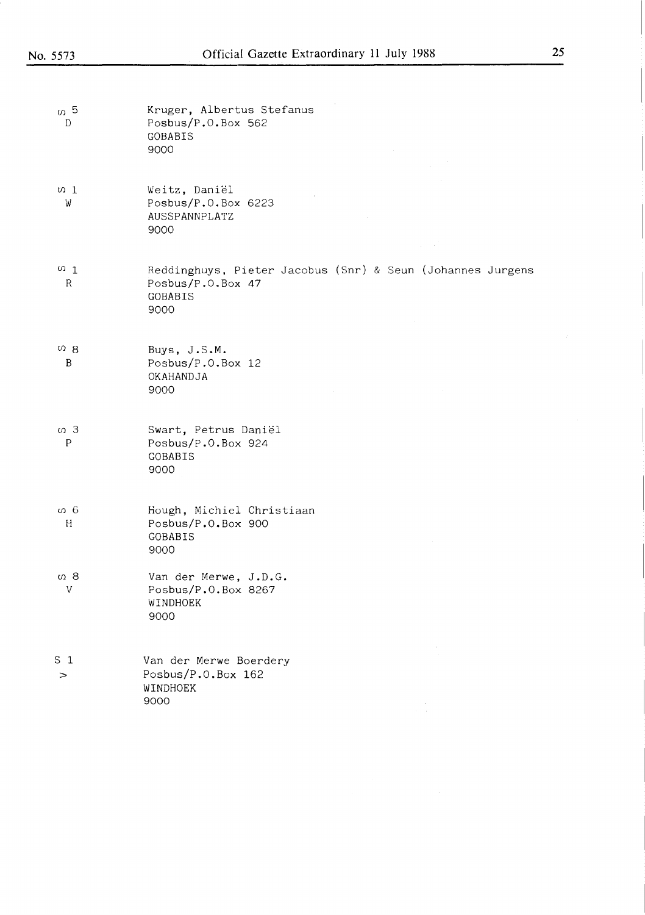ω 5
D

Kruger, Albertus Stefanus
Posbus/P.O.Box 562
GOBABIS
9000

ω 1
W

Weitz, Daniël
Posbus/P.O.Box 6223
AUSSPANNPLATZ
9000

ω 1
R

Reddinghuys, Pieter Jacobus (Snr) & Seun (Johannes Jurgens
Posbus/P.O.Box 47
GOBABIS
9000

ω 8
B

Buys, J.S.M.
Posbus/P.O.Box 12
OKAHANDJA
9000

ω 3
P

Swart, Petrus Daniël
Posbus/P.O.Box 924
GOBABIS
9000

ω 6
H

Hough, Michiel Christiaan
Posbus/P.O.Box 900
GOBABIS
9000

ω 8
V

Van der Merwe, J.D.G.
Posbus/P.O.Box 8267
WINDHOEK
9000

S 1
>

Van der Merwe Boerdery
Posbus/P.O.Box 162
WINDHOEK
9000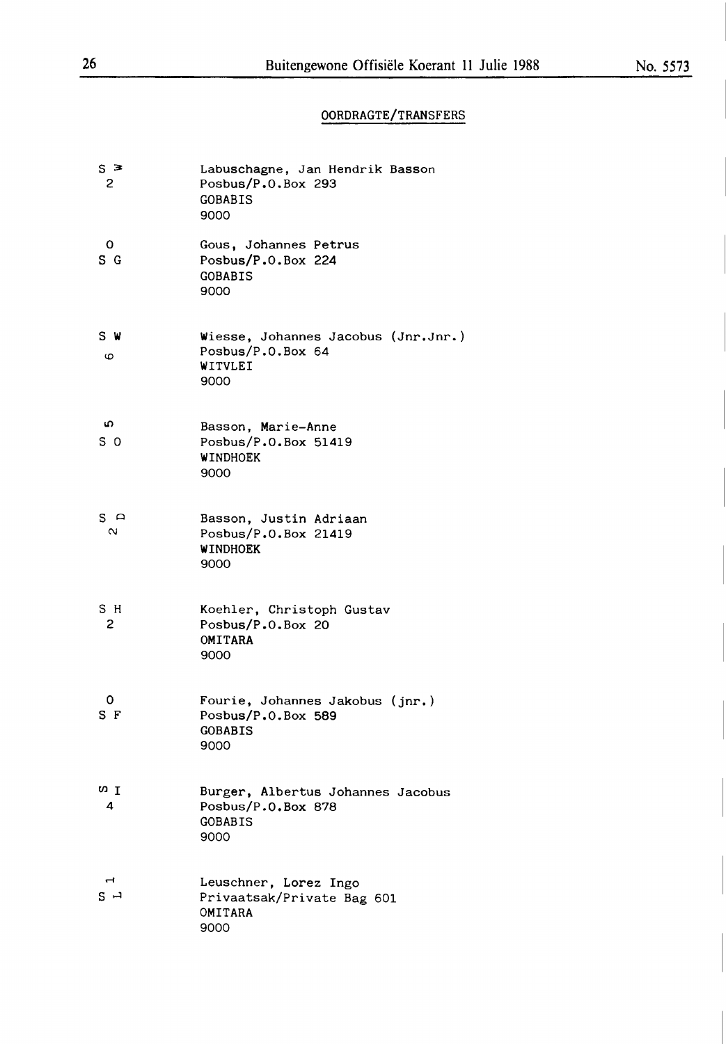## OORDRAGTE/TRANSFERS

S ≥
2

Labuschagne, Jan Hendrik Basson
Posbus/P.O.Box 293
GOBABIS
9000

O
S G

Gous, Johannes Petrus
Posbus/P.O.Box 224
GOBABIS
9000

S W
6

Wiesse, Johannes Jacobus (Jnr.Jnr.)
Posbus/P.O.Box 64
WITVLEI
9000

5
S O

Basson, Marie-Anne
Posbus/P.O.Box 51419
WINDHOEK
9000

S D
2

Basson, Justin Adriaan
Posbus/P.O.Box 21419
WINDHOEK
9000

S H
2

Koehler, Christoph Gustav
Posbus/P.O.Box 20
OMITARA
9000

O
S F

Fourie, Johannes Jakobus (jnr.)
Posbus/P.O.Box 589
GOBABIS
9000

S I
4

Burger, Albertus Johannes Jacobus
Posbus/P.O.Box 878
GOBABIS
9000

1
S L

Leuschner, Lorez Ingo
Privaatsak/Private Bag 601
OMITARA
9000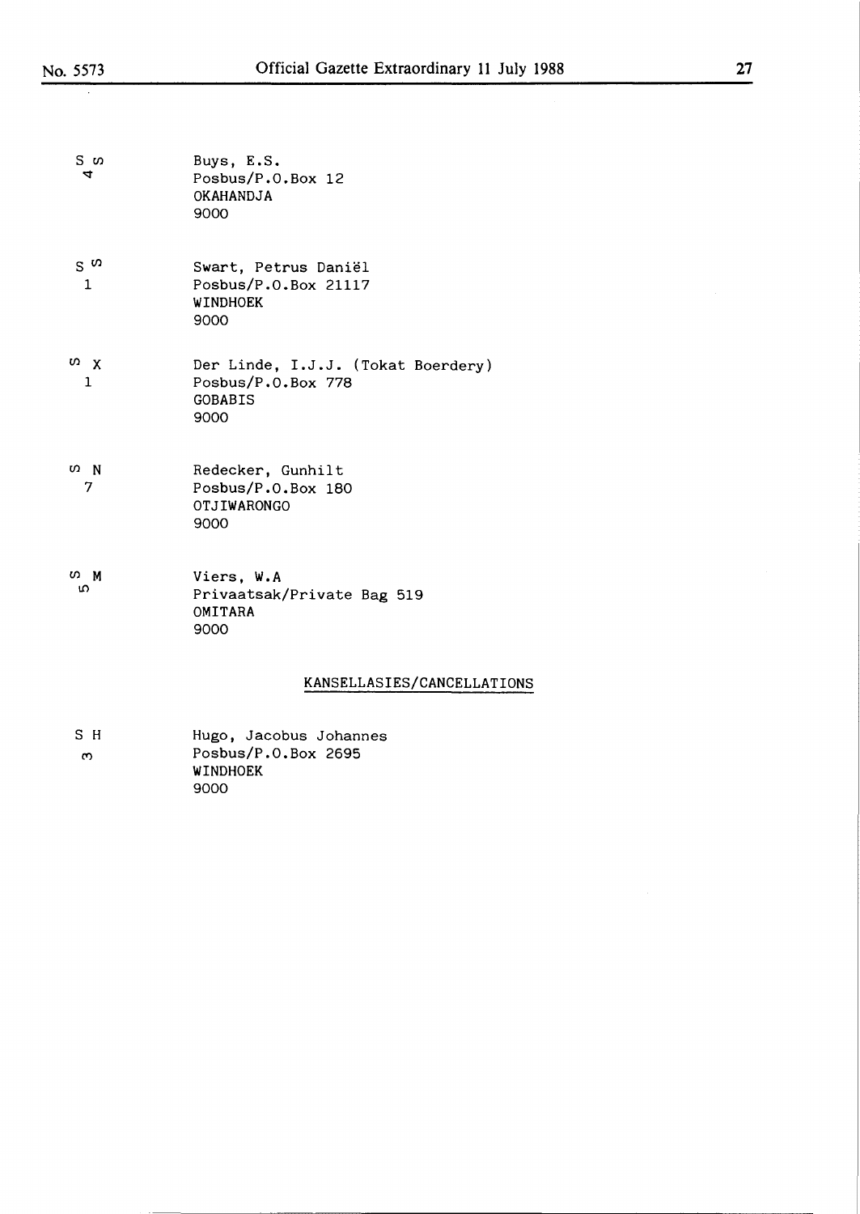S ω
 4

Buys, E.S.
Posbus/P.O.Box 12
OKAHANDJA
9000

S ω
 1

Swart, Petrus Daniël
Posbus/P.O.Box 21117
WINDHOEK
9000

ω X
 1

Der Linde, I.J.J. (Tokat Boerdery)
Posbus/P.O.Box 778
GOBABIS
9000

ω N
 7

Redecker, Gunhilt
Posbus/P.O.Box 180
OTJIWARONGO
9000

ω M
 ω

Viers, W.A
Privaatsak/Private Bag 519
OMITARA
9000

## KANSELLASIES/CANCELLATIONS

S H
 ω

Hugo, Jacobus Johannes
Posbus/P.O.Box 2695
WINDHOEK
9000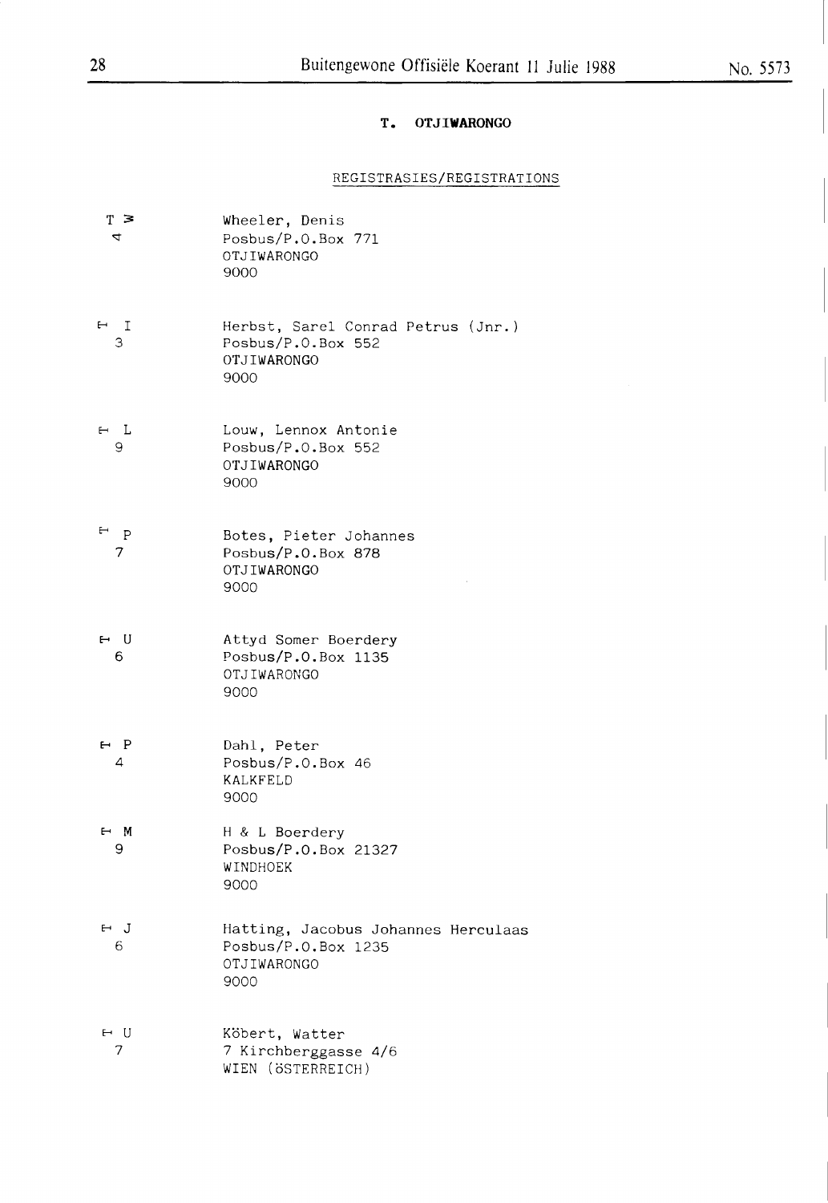## T. OTJIWARONGO

REGISTRASIES/REGISTRATIONS

| Brand | Registration |
|---|---|
| T ≥ ⊲ | Wheeler, Denis<br>Posbus/P.O.Box 771<br>OTJIWARONGO<br>9000 |
| ⊢ I 3 | Herbst, Sarel Conrad Petrus (Jnr.)<br>Posbus/P.O.Box 552<br>OTJIWARONGO<br>9000 |
| ⊢ L 9 | Louw, Lennox Antonie<br>Posbus/P.O.Box 552<br>OTJIWARONGO<br>9000 |
| ⊢ P 7 | Botes, Pieter Johannes<br>Posbus/P.O.Box 878<br>OTJIWARONGO<br>9000 |
| ⊢ U 6 | Attyd Somer Boerdery<br>Posbus/P.O.Box 1135<br>OTJIWARONGO<br>9000 |
| ⊢ P 4 | Dahl, Peter<br>Posbus/P.O.Box 46<br>KALKFELD<br>9000 |
| ⊢ M 9 | H & L Boerdery<br>Posbus/P.O.Box 21327<br>WINDHOEK<br>9000 |
| ⊢ J 6 | Hatting, Jacobus Johannes Herculaas<br>Posbus/P.O.Box 1235<br>OTJIWARONGO<br>9000 |
| ⊢ U 7 | Köbert, Watter<br>7 Kirchberggasse 4/6<br>WIEN (ÖSTERREICH) |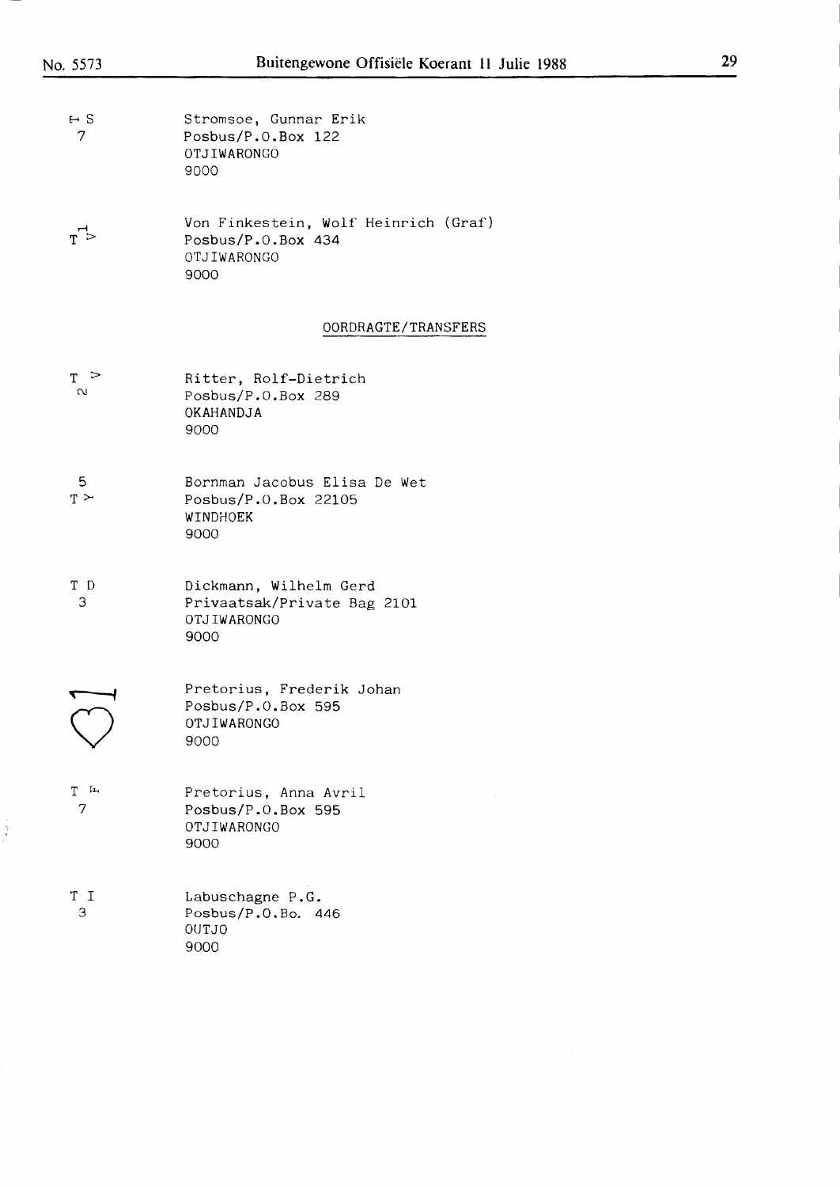⊢ S
7

Stromsoe, Gunnar Erik
Posbus/P.O.Box 122
OTJIWARONGO
9000

Von Finkestein, Wolf Heinrich (Graf)
Posbus/P.O.Box 434
OTJIWARONGO
9000

OORDRAGTE/TRANSFERS

T >
2

Ritter, Rolf-Dietrich
Posbus/P.O.Box 289
OKAHANDJA
9000

5
T ≻

Bornman Jacobus Elisa De Wet
Posbus/P.O.Box 22105
WINDHOEK
9000

T D
3

Dickmann, Wilhelm Gerd
Privaatsak/Private Bag 2101
OTJIWARONGO
9000

Pretorius, Frederik Johan
Posbus/P.O.Box 595
OTJIWARONGO
9000

T ⊢
7

Pretorius, Anna Avril
Posbus/P.O.Box 595
OTJIWARONGO
9000

T I
3

Labuschagne P.G.
Posbus/P.O.Bo. 446
OUTJO
9000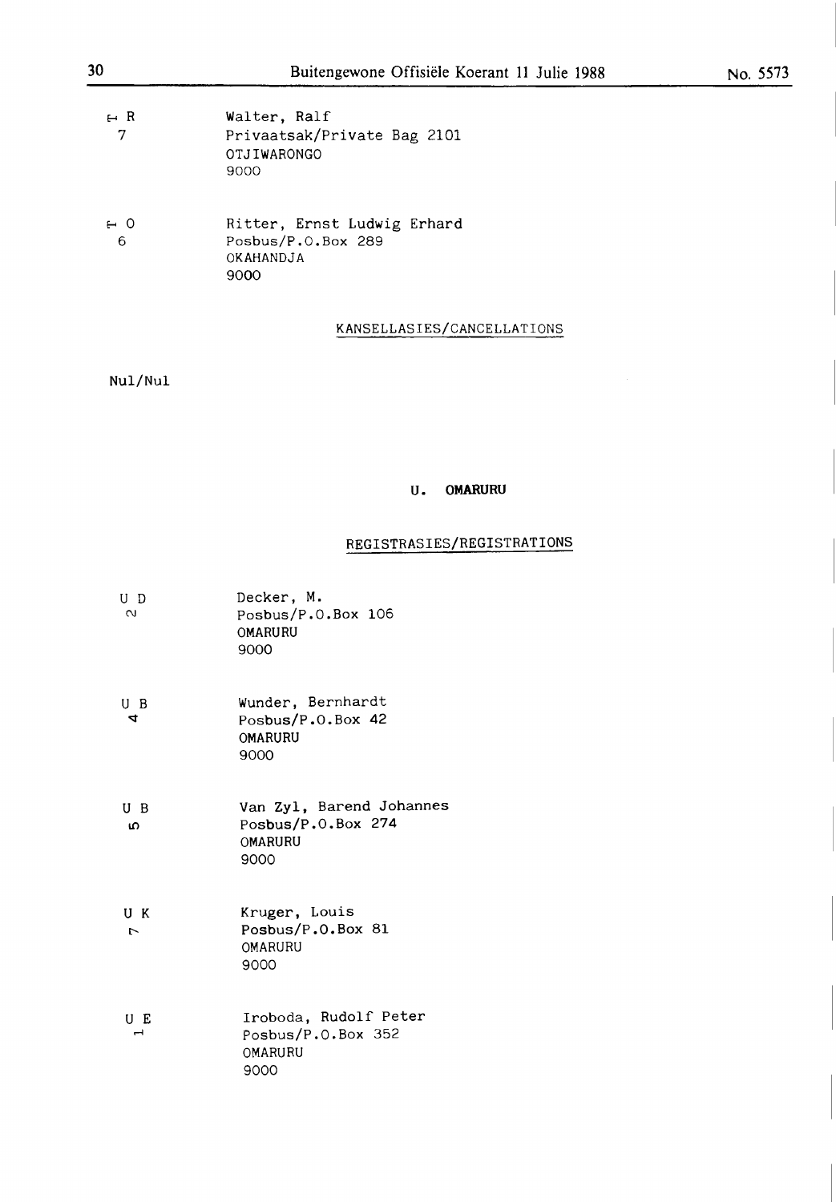| | |
|---|---|
| ⊢ R 7 | Walter, Ralf<br>Privaatsak/Private Bag 2101<br>OTJIWARONGO<br>9000 |
| ⊢ O 6 | Ritter, Ernst Ludwig Erhard<br>Posbus/P.O.Box 289<br>OKAHANDJA<br>9000 |

KANSELLASIES/CANCELLATIONS

Nul/Nul

## U. OMARURU

REGISTRASIES/REGISTRATIONS

| | |
|---|---|
| U D 2 | Decker, M.<br>Posbus/P.O.Box 106<br>OMARURU<br>9000 |
| U B 4 | Wunder, Bernhardt<br>Posbus/P.O.Box 42<br>OMARURU<br>9000 |
| U B 5 | Van Zyl, Barend Johannes<br>Posbus/P.O.Box 274<br>OMARURU<br>9000 |
| U K 7 | Kruger, Louis<br>Posbus/P.O.Box 81<br>OMARURU<br>9000 |
| U E 1 | Iroboda, Rudolf Peter<br>Posbus/P.O.Box 352<br>OMARURU<br>9000 |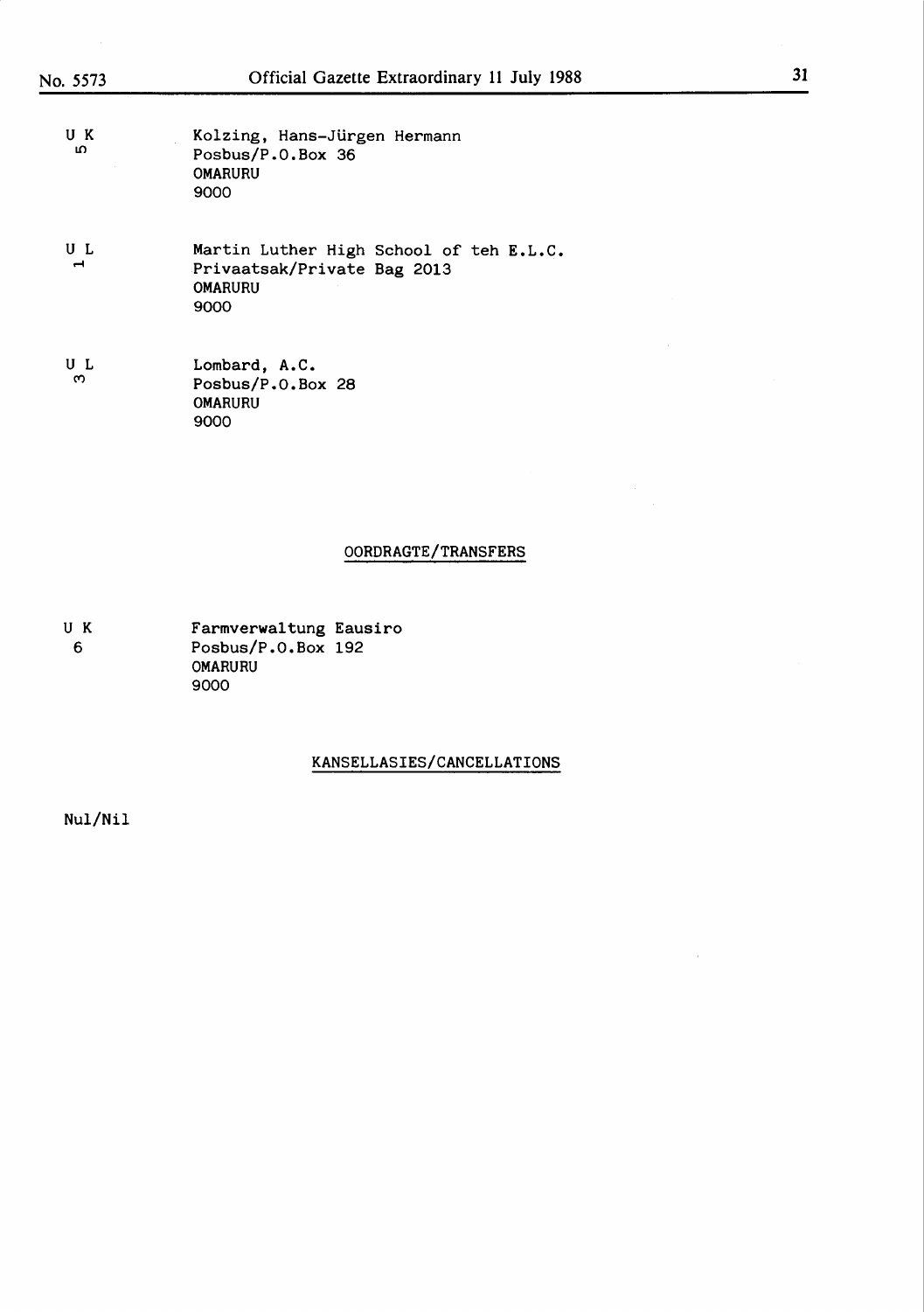U K 5 — Kolzing, Hans-Jürgen Hermann
Posbus/P.O.Box 36
OMARURU
9000

U L 1 — Martin Luther High School of teh E.L.C.
Privaatsak/Private Bag 2013
OMARURU
9000

U L 3 — Lombard, A.C.
Posbus/P.O.Box 28
OMARURU
9000

## OORDRAGTE/TRANSFERS

U K 6 — Farmverwaltung Eausiro
Posbus/P.O.Box 192
OMARURU
9000

## KANSELLASIES/CANCELLATIONS

Nul/Nil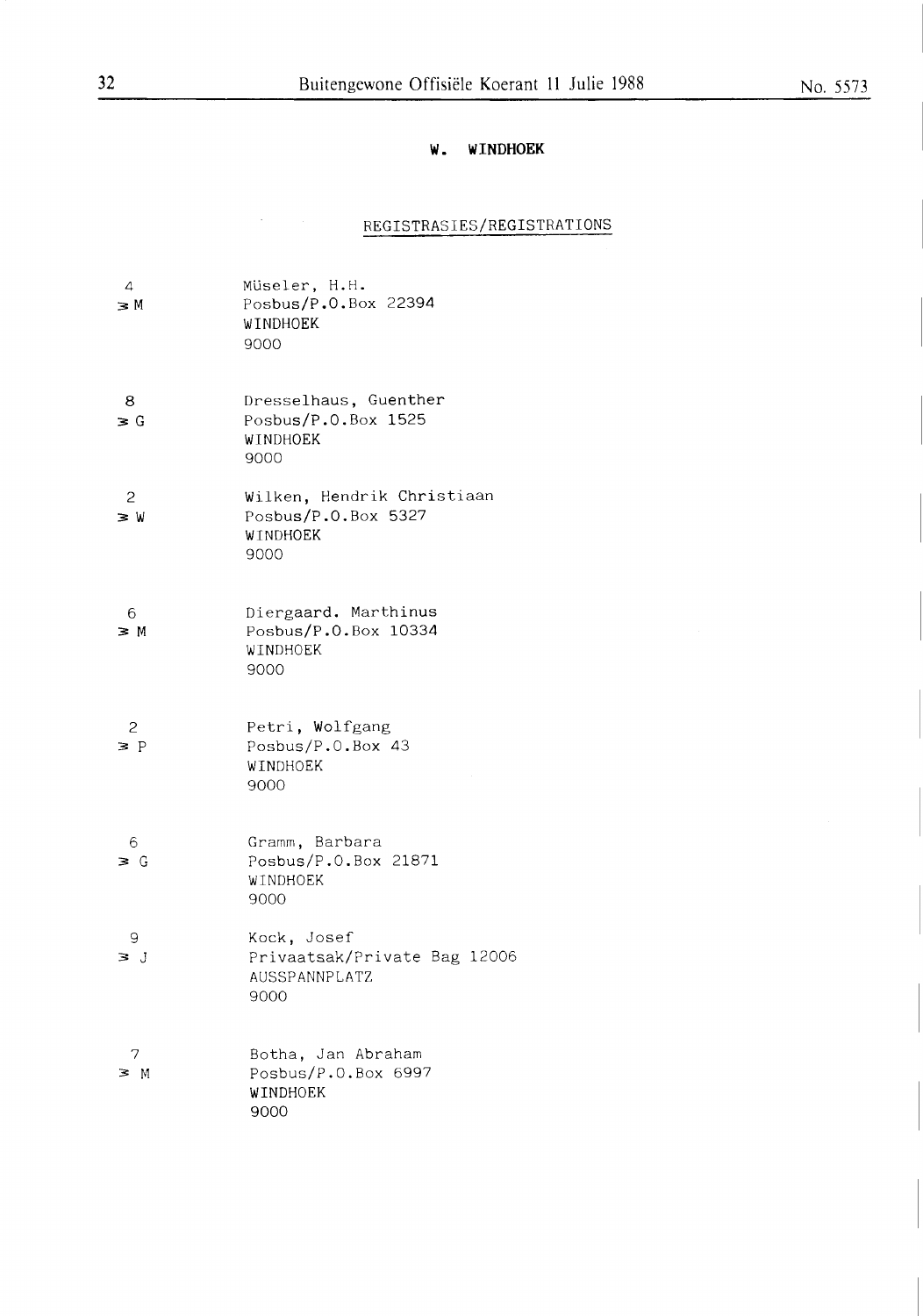## W. WINDHOEK

REGISTRASIES/REGISTRATIONS

| | |
|---|---|
| 4<br>≥ M | Müseler, H.H.<br>Posbus/P.O.Box 22394<br>WINDHOEK<br>9000 |
| 8<br>≥ G | Dresselhaus, Guenther<br>Posbus/P.O.Box 1525<br>WINDHOEK<br>9000 |
| 2<br>≥ W | Wilken, Hendrik Christiaan<br>Posbus/P.O.Box 5327<br>WINDHOEK<br>9000 |
| 6<br>≥ M | Diergaard. Marthinus<br>Posbus/P.O.Box 10334<br>WINDHOEK<br>9000 |
| 2<br>≥ P | Petri, Wolfgang<br>Posbus/P.O.Box 43<br>WINDHOEK<br>9000 |
| 6<br>≥ G | Gramm, Barbara<br>Posbus/P.O.Box 21871<br>WINDHOEK<br>9000 |
| 9<br>≥ J | Kock, Josef<br>Privaatsak/Private Bag 12006<br>AUSSPANNPLATZ<br>9000 |
| 7<br>≥ M | Botha, Jan Abraham<br>Posbus/P.O.Box 6997<br>WINDHOEK<br>9000 |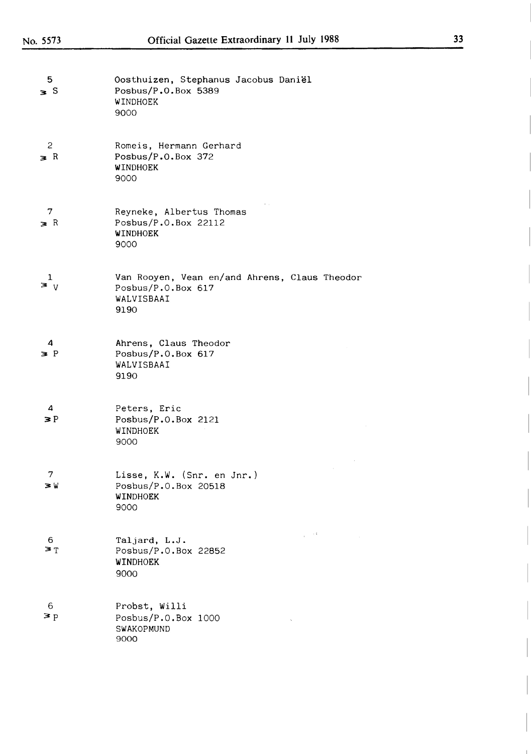5
≥ S

Oosthuizen, Stephanus Jacobus Daniël
Posbus/P.O.Box 5389
WINDHOEK
9000

2
≥ R

Romeis, Hermann Gerhard
Posbus/P.O.Box 372
WINDHOEK
9000

7
≥ R

Reyneke, Albertus Thomas
Posbus/P.O.Box 22112
WINDHOEK
9000

1
≥ V

Van Rooyen, Vean en/and Ahrens, Claus Theodor
Posbus/P.O.Box 617
WALVISBAAI
9190

4
≥ P

Ahrens, Claus Theodor
Posbus/P.O.Box 617
WALVISBAAI
9190

4
≥ P

Peters, Eric
Posbus/P.O.Box 2121
WINDHOEK
9000

7
≥ W

Lisse, K.W. (Snr. en Jnr.)
Posbus/P.O.Box 20518
WINDHOEK
9000

6
≥ T

Taljard, L.J.
Posbus/P.O.Box 22852
WINDHOEK
9000

6
≥ P

Probst, Willi
Posbus/P.O.Box 1000
SWAKOPMUND
9000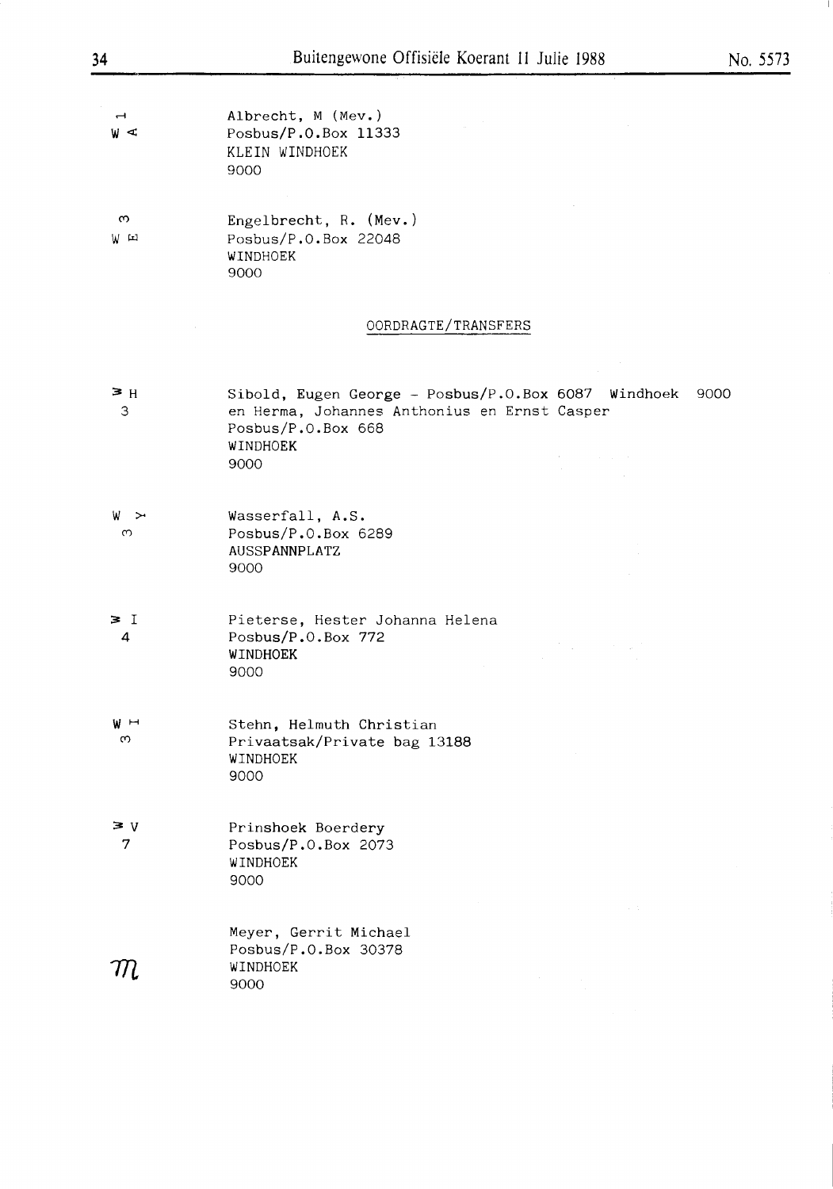| | |
|---|---|
| W A 1 | Albrecht, M (Mev.)<br>Posbus/P.O.Box 11333<br>KLEIN WINDHOEK<br>9000 |
| W E 3 | Engelbrecht, R. (Mev.)<br>Posbus/P.O.Box 22048<br>WINDHOEK<br>9000 |

OORDRAGTE/TRANSFERS

| | |
|---|---|
| W H 3 | Sibold, Eugen George - Posbus/P.O.Box 6087 Windhoek 9000<br>en Herma, Johannes Anthonius en Ernst Casper<br>Posbus/P.O.Box 668<br>WINDHOEK<br>9000 |
| W Y 3 | Wasserfall, A.S.<br>Posbus/P.O.Box 6289<br>AUSSPANNPLATZ<br>9000 |
| W I 4 | Pieterse, Hester Johanna Helena<br>Posbus/P.O.Box 772<br>WINDHOEK<br>9000 |
| W H 3 | Stehn, Helmuth Christian<br>Privaatsak/Private bag 13188<br>WINDHOEK<br>9000 |
| W V 7 | Prinshoek Boerdery<br>Posbus/P.O.Box 2073<br>WINDHOEK<br>9000 |
| m | Meyer, Gerrit Michael<br>Posbus/P.O.Box 30378<br>WINDHOEK<br>9000 |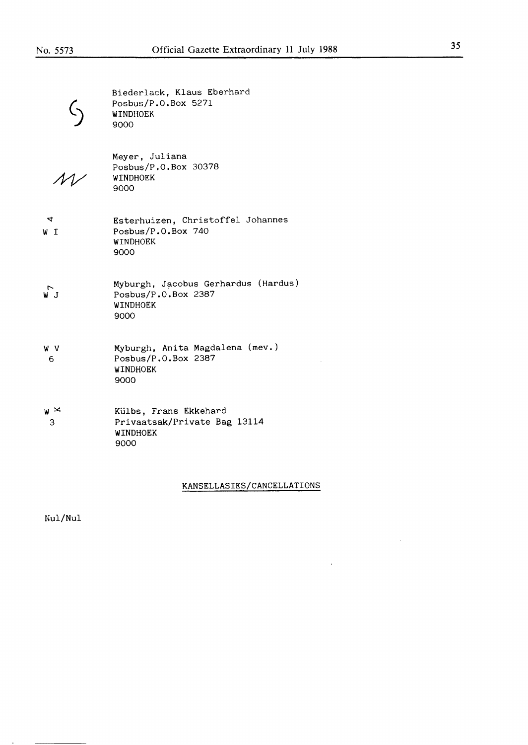Biederlack, Klaus Eberhard
Posbus/P.O.Box 5271
WINDHOEK
9000

Meyer, Juliana
Posbus/P.O.Box 30378
WINDHOEK
9000

W I

Esterhuizen, Christoffel Johannes
Posbus/P.O.Box 740
WINDHOEK
9000

W J

Myburgh, Jacobus Gerhardus (Hardus)
Posbus/P.O.Box 2387
WINDHOEK
9000

W V
6

Myburgh, Anita Magdalena (mev.)
Posbus/P.O.Box 2387
WINDHOEK
9000

W X
3

Külbs, Frans Ekkehard
Privaatsak/Private Bag 13114
WINDHOEK
9000

KANSELLASIES/CANCELLATIONS

Nul/Nul